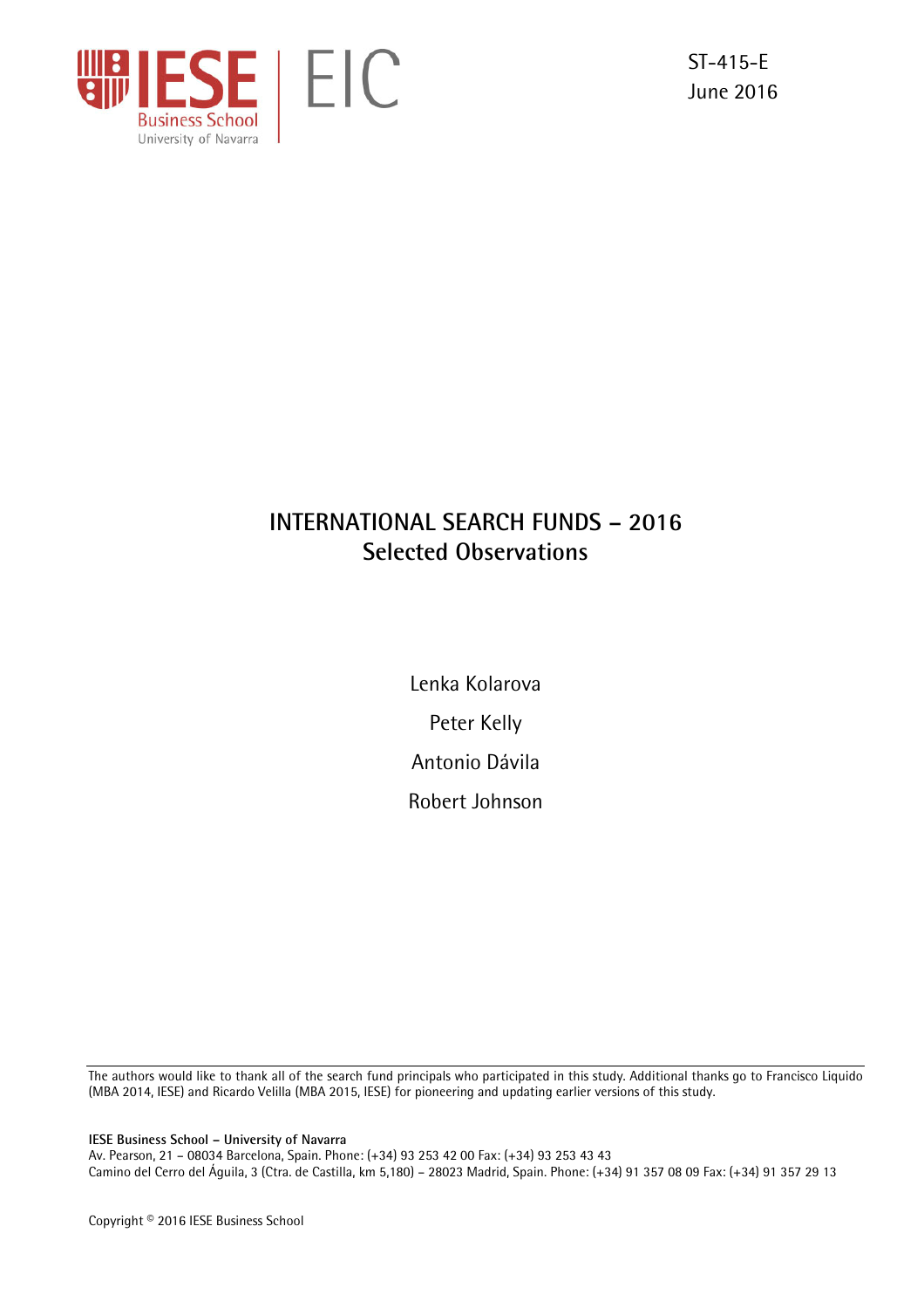IESE Business School
University of Navarra
EIC

ST-415-E
June 2016

# INTERNATIONAL SEARCH FUNDS – 2016
## Selected Observations

Lenka Kolarova

Peter Kelly

Antonio Dávila

Robert Johnson

The authors would like to thank all of the search fund principals who participated in this study. Additional thanks go to Francisco Liquido (MBA 2014, IESE) and Ricardo Velilla (MBA 2015, IESE) for pioneering and updating earlier versions of this study.

**IESE Business School – University of Navarra**
Av. Pearson, 21 – 08034 Barcelona, Spain. Phone: (+34) 93 253 42 00 Fax: (+34) 93 253 43 43
Camino del Cerro del Águila, 3 (Ctra. de Castilla, km 5,180) – 28023 Madrid, Spain. Phone: (+34) 91 357 08 09 Fax: (+34) 91 357 29 13

Copyright © 2016 IESE Business School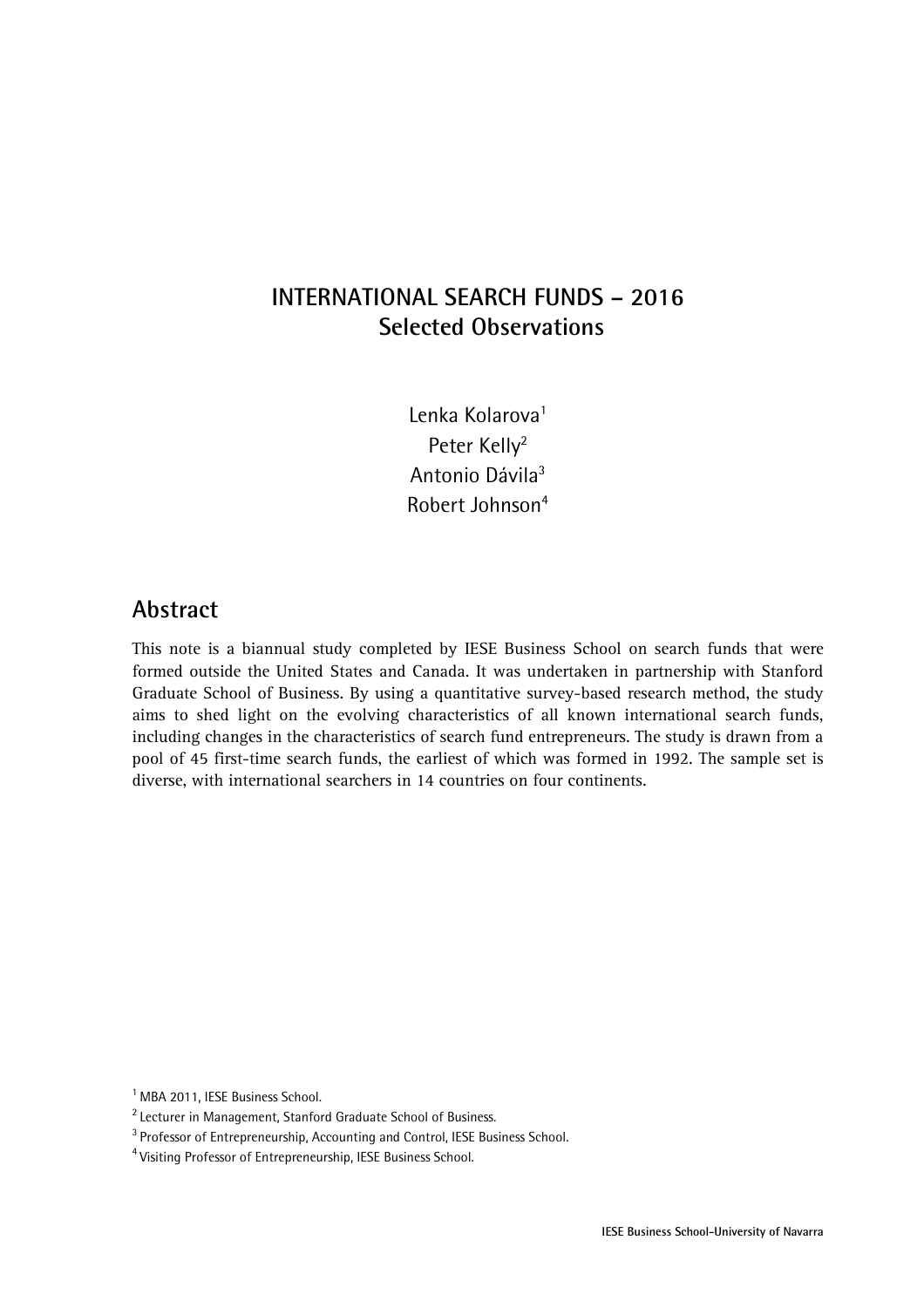# INTERNATIONAL SEARCH FUNDS – 2016
## Selected Observations

Lenka Kolarova[1]
Peter Kelly[2]
Antonio Dávila[3]
Robert Johnson[4]

## Abstract

This note is a biannual study completed by IESE Business School on search funds that were formed outside the United States and Canada. It was undertaken in partnership with Stanford Graduate School of Business. By using a quantitative survey-based research method, the study aims to shed light on the evolving characteristics of all known international search funds, including changes in the characteristics of search fund entrepreneurs. The study is drawn from a pool of 45 first-time search funds, the earliest of which was formed in 1992. The sample set is diverse, with international searchers in 14 countries on four continents.

[1] MBA 2011, IESE Business School.

[2] Lecturer in Management, Stanford Graduate School of Business.

[3] Professor of Entrepreneurship, Accounting and Control, IESE Business School.

[4] Visiting Professor of Entrepreneurship, IESE Business School.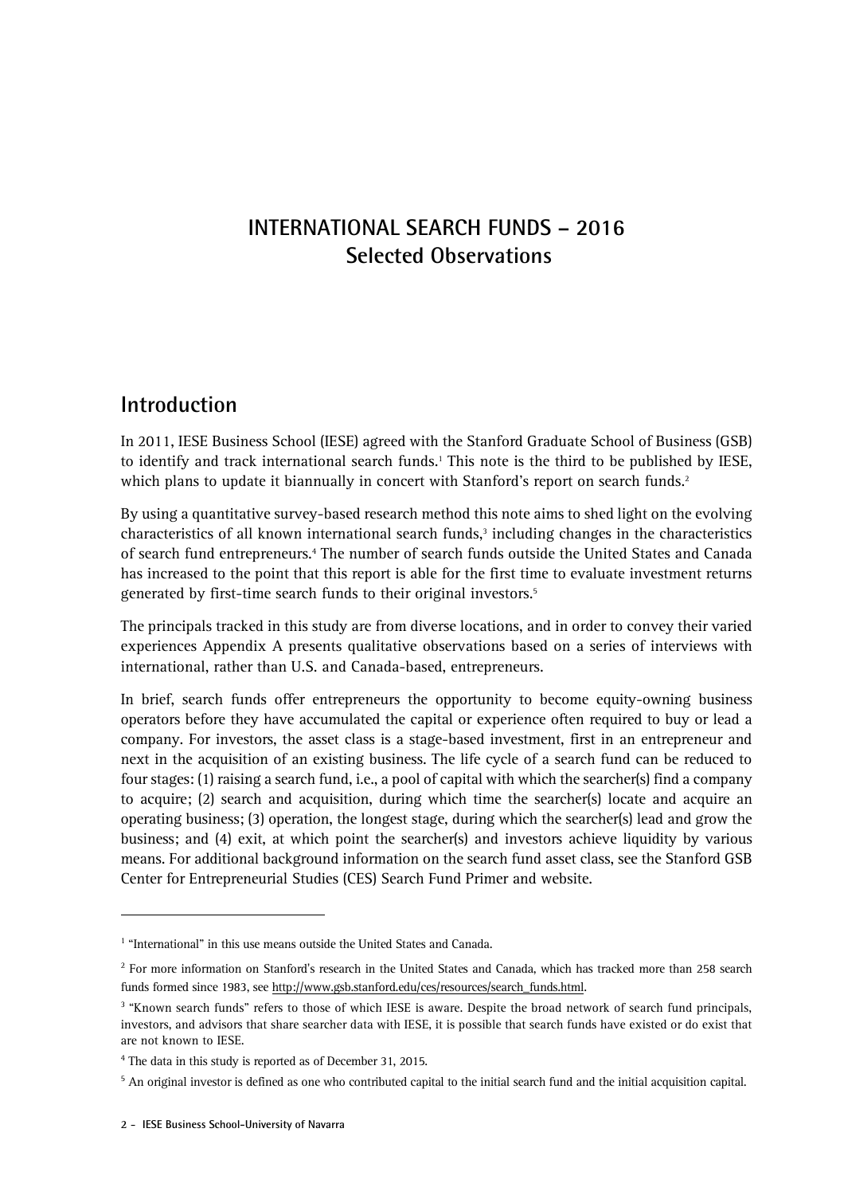# INTERNATIONAL SEARCH FUNDS – 2016
## Selected Observations

## Introduction

In 2011, IESE Business School (IESE) agreed with the Stanford Graduate School of Business (GSB) to identify and track international search funds.[1] This note is the third to be published by IESE, which plans to update it biannually in concert with Stanford's report on search funds.[2]

By using a quantitative survey-based research method this note aims to shed light on the evolving characteristics of all known international search funds,[3] including changes in the characteristics of search fund entrepreneurs.[4] The number of search funds outside the United States and Canada has increased to the point that this report is able for the first time to evaluate investment returns generated by first-time search funds to their original investors.[5]

The principals tracked in this study are from diverse locations, and in order to convey their varied experiences Appendix A presents qualitative observations based on a series of interviews with international, rather than U.S. and Canada-based, entrepreneurs.

In brief, search funds offer entrepreneurs the opportunity to become equity-owning business operators before they have accumulated the capital or experience often required to buy or lead a company. For investors, the asset class is a stage-based investment, first in an entrepreneur and next in the acquisition of an existing business. The life cycle of a search fund can be reduced to four stages: (1) raising a search fund, i.e., a pool of capital with which the searcher(s) find a company to acquire; (2) search and acquisition, during which time the searcher(s) locate and acquire an operating business; (3) operation, the longest stage, during which the searcher(s) lead and grow the business; and (4) exit, at which point the searcher(s) and investors achieve liquidity by various means. For additional background information on the search fund asset class, see the Stanford GSB Center for Entrepreneurial Studies (CES) Search Fund Primer and website.

---

[1] "International" in this use means outside the United States and Canada.

[2] For more information on Stanford's research in the United States and Canada, which has tracked more than 258 search funds formed since 1983, see http://www.gsb.stanford.edu/ces/resources/search_funds.html.

[3] "Known search funds" refers to those of which IESE is aware. Despite the broad network of search fund principals, investors, and advisors that share searcher data with IESE, it is possible that search funds have existed or do exist that are not known to IESE.

[4] The data in this study is reported as of December 31, 2015.

[5] An original investor is defined as one who contributed capital to the initial search fund and the initial acquisition capital.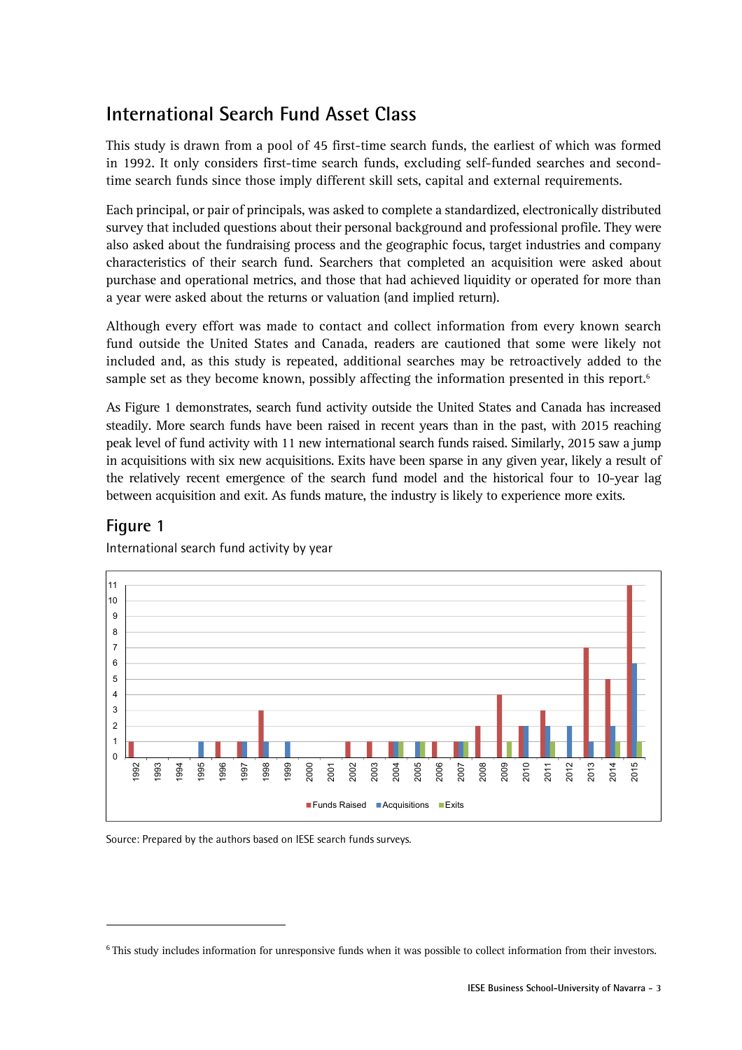## International Search Fund Asset Class

This study is drawn from a pool of 45 first-time search funds, the earliest of which was formed in 1992. It only considers first-time search funds, excluding self-funded searches and second-time search funds since those imply different skill sets, capital and external requirements.

Each principal, or pair of principals, was asked to complete a standardized, electronically distributed survey that included questions about their personal background and professional profile. They were also asked about the fundraising process and the geographic focus, target industries and company characteristics of their search fund. Searchers that completed an acquisition were asked about purchase and operational metrics, and those that had achieved liquidity or operated for more than a year were asked about the returns or valuation (and implied return).

Although every effort was made to contact and collect information from every known search fund outside the United States and Canada, readers are cautioned that some were likely not included and, as this study is repeated, additional searches may be retroactively added to the sample set as they become known, possibly affecting the information presented in this report.[6]

As Figure 1 demonstrates, search fund activity outside the United States and Canada has increased steadily. More search funds have been raised in recent years than in the past, with 2015 reaching peak level of fund activity with 11 new international search funds raised. Similarly, 2015 saw a jump in acquisitions with six new acquisitions. Exits have been sparse in any given year, likely a result of the relatively recent emergence of the search fund model and the historical four to 10-year lag between acquisition and exit. As funds mature, the industry is likely to experience more exits.

### Figure 1

International search fund activity by year

| Year | Funds Raised | Acquisitions | Exits |
|---|---|---|---|
| 1992 | 1 | 0 | 0 |
| 1993 | 0 | 0 | 0 |
| 1994 | 0 | 0 | 0 |
| 1995 | 0 | 1 | 0 |
| 1996 | 1 | 0 | 0 |
| 1997 | 1 | 1 | 0 |
| 1998 | 3 | 1 | 0 |
| 1999 | 0 | 1 | 0 |
| 2000 | 0 | 0 | 0 |
| 2001 | 0 | 0 | 0 |
| 2002 | 1 | 0 | 0 |
| 2003 | 1 | 0 | 0 |
| 2004 | 1 | 1 | 1 |
| 2005 | 0 | 1 | 1 |
| 2006 | 1 | 0 | 0 |
| 2007 | 1 | 1 | 1 |
| 2008 | 2 | 0 | 0 |
| 2009 | 4 | 0 | 1 |
| 2010 | 2 | 2 | 0 |
| 2011 | 3 | 2 | 1 |
| 2012 | 0 | 2 | 0 |
| 2013 | 7 | 1 | 0 |
| 2014 | 5 | 2 | 1 |
| 2015 | 11 | 6 | 1 |

Source: Prepared by the authors based on IESE search funds surveys.

---

[6] This study includes information for unresponsive funds when it was possible to collect information from their investors.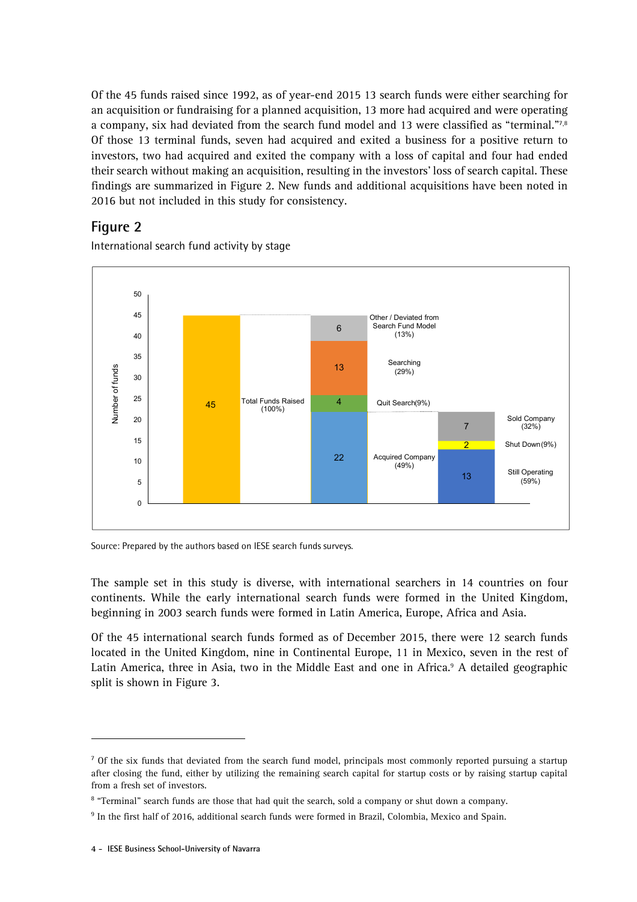Of the 45 funds raised since 1992, as of year-end 2015 13 search funds were either searching for an acquisition or fundraising for a planned acquisition, 13 more had acquired and were operating a company, six had deviated from the search fund model and 13 were classified as "terminal."[7,8] Of those 13 terminal funds, seven had acquired and exited a business for a positive return to investors, two had acquired and exited the company with a loss of capital and four had ended their search without making an acquisition, resulting in the investors' loss of search capital. These findings are summarized in Figure 2. New funds and additional acquisitions have been noted in 2016 but not included in this study for consistency.

## Figure 2

International search fund activity by stage

Source: Prepared by the authors based on IESE search funds surveys.

The sample set in this study is diverse, with international searchers in 14 countries on four continents. While the early international search funds were formed in the United Kingdom, beginning in 2003 search funds were formed in Latin America, Europe, Africa and Asia.

Of the 45 international search funds formed as of December 2015, there were 12 search funds located in the United Kingdom, nine in Continental Europe, 11 in Mexico, seven in the rest of Latin America, three in Asia, two in the Middle East and one in Africa.[9] A detailed geographic split is shown in Figure 3.

---

[7] Of the six funds that deviated from the search fund model, principals most commonly reported pursuing a startup after closing the fund, either by utilizing the remaining search capital for startup costs or by raising startup capital from a fresh set of investors.

[8] "Terminal" search funds are those that had quit the search, sold a company or shut down a company.

[9] In the first half of 2016, additional search funds were formed in Brazil, Colombia, Mexico and Spain.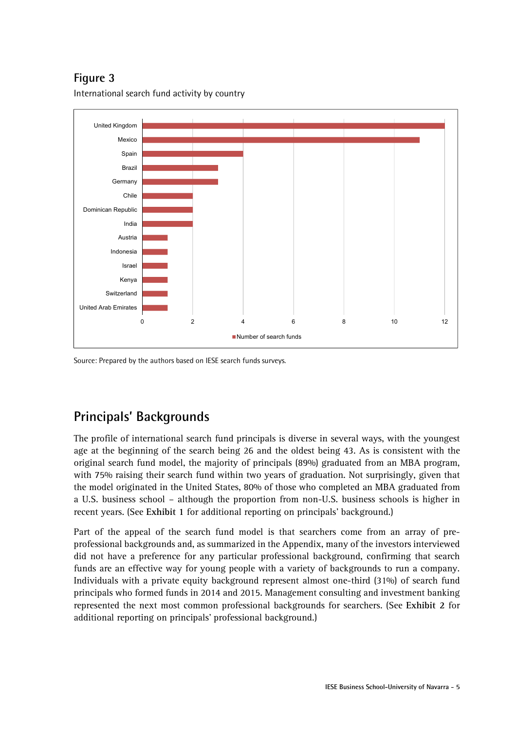## Figure 3

International search fund activity by country

| Country | Number of search funds |
| --- | --- |
| United Kingdom | 12 |
| Mexico | 11 |
| Spain | 4 |
| Brazil | 3 |
| Germany | 3 |
| Chile | 2 |
| Dominican Republic | 2 |
| India | 2 |
| Austria | 1 |
| Indonesia | 1 |
| Israel | 1 |
| Kenya | 1 |
| Switzerland | 1 |
| United Arab Emirates | 1 |

Source: Prepared by the authors based on IESE search funds surveys.

## Principals' Backgrounds

The profile of international search fund principals is diverse in several ways, with the youngest age at the beginning of the search being 26 and the oldest being 43. As is consistent with the original search fund model, the majority of principals (89%) graduated from an MBA program, with 75% raising their search fund within two years of graduation. Not surprisingly, given that the model originated in the United States, 80% of those who completed an MBA graduated from a U.S. business school – although the proportion from non-U.S. business schools is higher in recent years. (See **Exhibit 1** for additional reporting on principals' background.)

Part of the appeal of the search fund model is that searchers come from an array of pre-professional backgrounds and, as summarized in the Appendix, many of the investors interviewed did not have a preference for any particular professional background, confirming that search funds are an effective way for young people with a variety of backgrounds to run a company. Individuals with a private equity background represent almost one-third (31%) of search fund principals who formed funds in 2014 and 2015. Management consulting and investment banking represented the next most common professional backgrounds for searchers. (See **Exhibit 2** for additional reporting on principals' professional background.)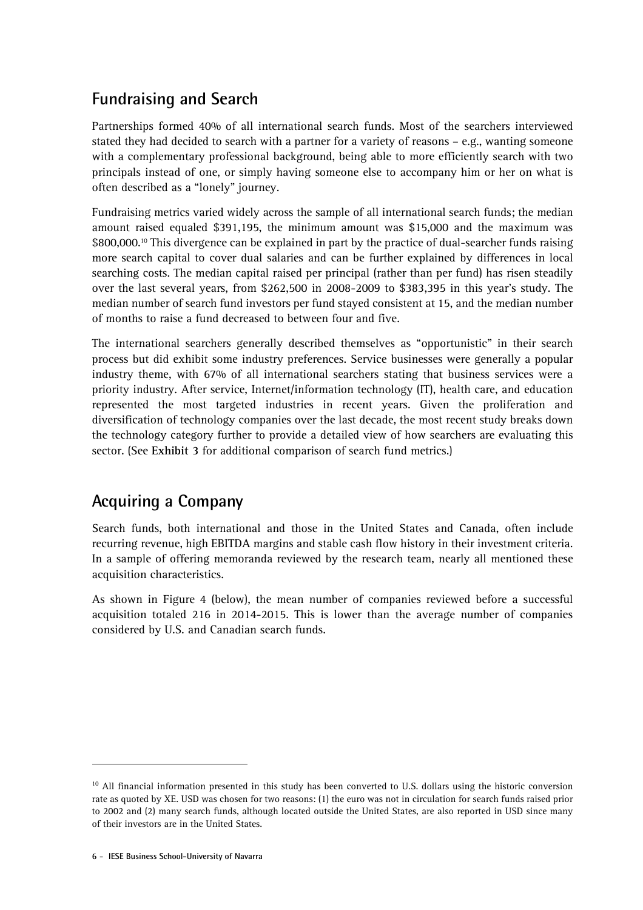## Fundraising and Search

Partnerships formed 40% of all international search funds. Most of the searchers interviewed stated they had decided to search with a partner for a variety of reasons – e.g., wanting someone with a complementary professional background, being able to more efficiently search with two principals instead of one, or simply having someone else to accompany him or her on what is often described as a "lonely" journey.

Fundraising metrics varied widely across the sample of all international search funds; the median amount raised equaled $391,195, the minimum amount was $15,000 and the maximum was $800,000.[10] This divergence can be explained in part by the practice of dual-searcher funds raising more search capital to cover dual salaries and can be further explained by differences in local searching costs. The median capital raised per principal (rather than per fund) has risen steadily over the last several years, from $262,500 in 2008-2009 to $383,395 in this year's study. The median number of search fund investors per fund stayed consistent at 15, and the median number of months to raise a fund decreased to between four and five.

The international searchers generally described themselves as "opportunistic" in their search process but did exhibit some industry preferences. Service businesses were generally a popular industry theme, with 67% of all international searchers stating that business services were a priority industry. After service, Internet/information technology (IT), health care, and education represented the most targeted industries in recent years. Given the proliferation and diversification of technology companies over the last decade, the most recent study breaks down the technology category further to provide a detailed view of how searchers are evaluating this sector. (See **Exhibit 3** for additional comparison of search fund metrics.)

## Acquiring a Company

Search funds, both international and those in the United States and Canada, often include recurring revenue, high EBITDA margins and stable cash flow history in their investment criteria. In a sample of offering memoranda reviewed by the research team, nearly all mentioned these acquisition characteristics.

As shown in Figure 4 (below), the mean number of companies reviewed before a successful acquisition totaled 216 in 2014-2015. This is lower than the average number of companies considered by U.S. and Canadian search funds.

---

[10] All financial information presented in this study has been converted to U.S. dollars using the historic conversion rate as quoted by XE. USD was chosen for two reasons: (1) the euro was not in circulation for search funds raised prior to 2002 and (2) many search funds, although located outside the United States, are also reported in USD since many of their investors are in the United States.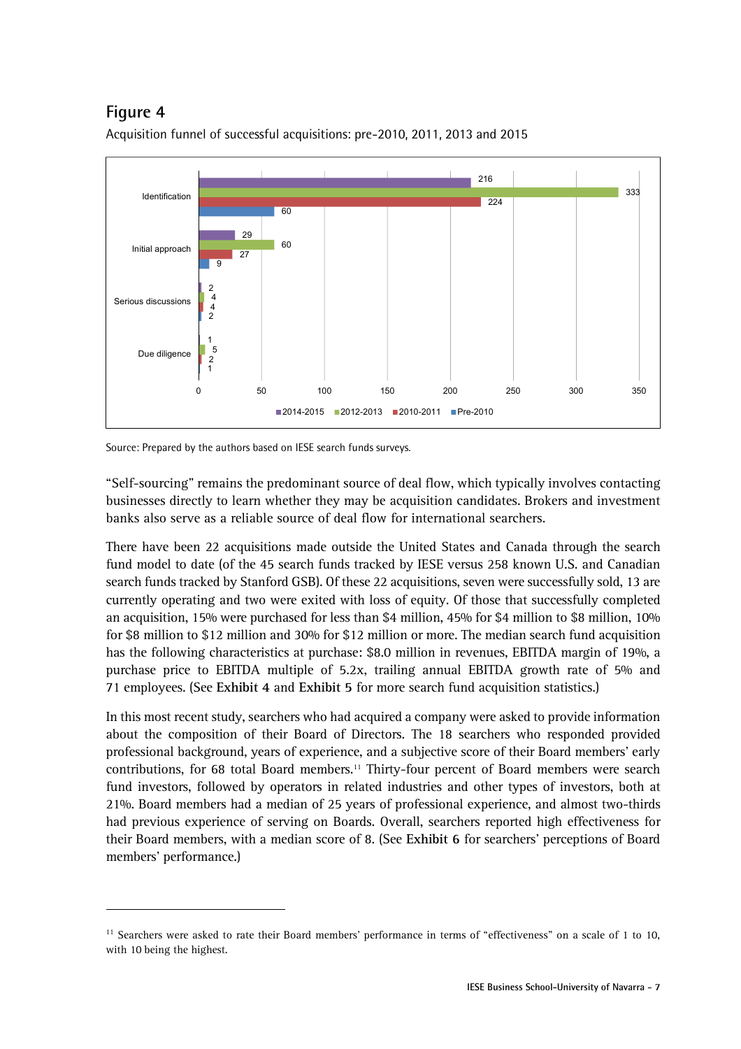## Figure 4

Acquisition funnel of successful acquisitions: pre-2010, 2011, 2013 and 2015

| | 2014-2015 | 2012-2013 | 2010-2011 | Pre-2010 |
|---|---|---|---|---|
| Identification | 216 | 333 | 224 | 60 |
| Initial approach | 29 | 60 | 27 | 9 |
| Serious discussions | 2 | 4 | 4 | 2 |
| Due diligence | 1 | 5 | 2 | 1 |

Source: Prepared by the authors based on IESE search funds surveys.

"Self-sourcing" remains the predominant source of deal flow, which typically involves contacting businesses directly to learn whether they may be acquisition candidates. Brokers and investment banks also serve as a reliable source of deal flow for international searchers.

There have been 22 acquisitions made outside the United States and Canada through the search fund model to date (of the 45 search funds tracked by IESE versus 258 known U.S. and Canadian search funds tracked by Stanford GSB). Of these 22 acquisitions, seven were successfully sold, 13 are currently operating and two were exited with loss of equity. Of those that successfully completed an acquisition, 15% were purchased for less than $4 million, 45% for $4 million to $8 million, 10% for $8 million to $12 million and 30% for $12 million or more. The median search fund acquisition has the following characteristics at purchase: $8.0 million in revenues, EBITDA margin of 19%, a purchase price to EBITDA multiple of 5.2x, trailing annual EBITDA growth rate of 5% and 71 employees. (See **Exhibit 4** and **Exhibit 5** for more search fund acquisition statistics.)

In this most recent study, searchers who had acquired a company were asked to provide information about the composition of their Board of Directors. The 18 searchers who responded provided professional background, years of experience, and a subjective score of their Board members' early contributions, for 68 total Board members.[11] Thirty-four percent of Board members were search fund investors, followed by operators in related industries and other types of investors, both at 21%. Board members had a median of 25 years of professional experience, and almost two-thirds had previous experience of serving on Boards. Overall, searchers reported high effectiveness for their Board members, with a median score of 8. (See **Exhibit 6** for searchers' perceptions of Board members' performance.)

[11] Searchers were asked to rate their Board members' performance in terms of "effectiveness" on a scale of 1 to 10, with 10 being the highest.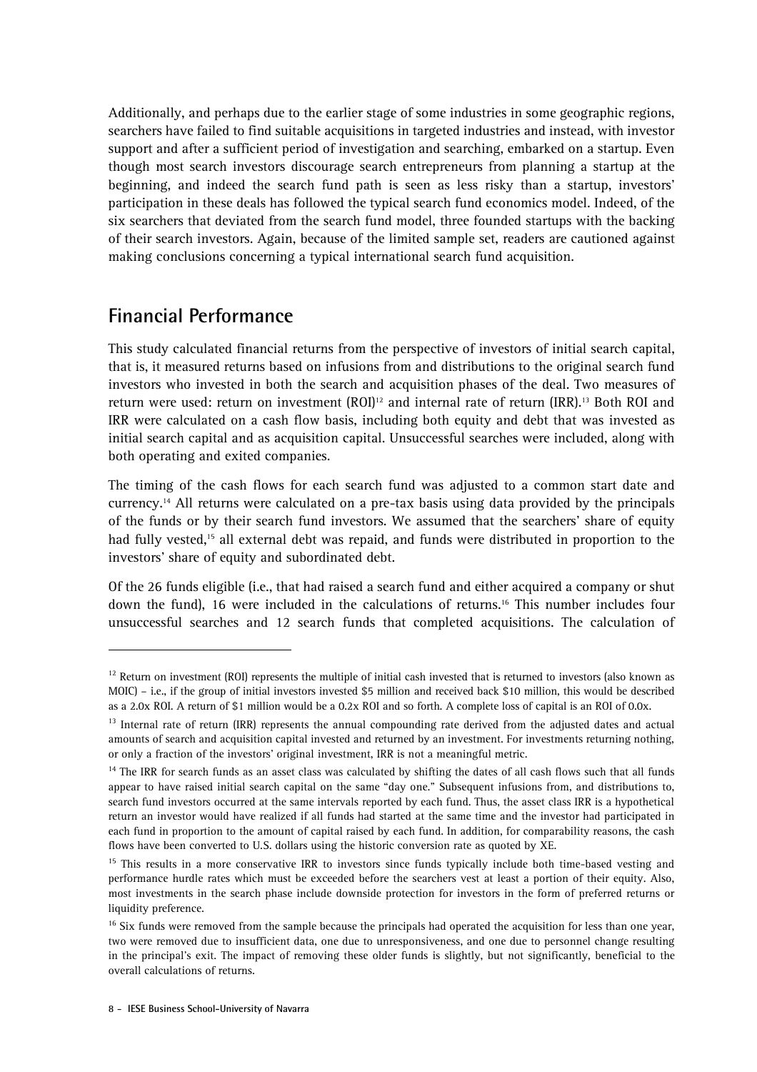Additionally, and perhaps due to the earlier stage of some industries in some geographic regions, searchers have failed to find suitable acquisitions in targeted industries and instead, with investor support and after a sufficient period of investigation and searching, embarked on a startup. Even though most search investors discourage search entrepreneurs from planning a startup at the beginning, and indeed the search fund path is seen as less risky than a startup, investors' participation in these deals has followed the typical search fund economics model. Indeed, of the six searchers that deviated from the search fund model, three founded startups with the backing of their search investors. Again, because of the limited sample set, readers are cautioned against making conclusions concerning a typical international search fund acquisition.

## Financial Performance

This study calculated financial returns from the perspective of investors of initial search capital, that is, it measured returns based on infusions from and distributions to the original search fund investors who invested in both the search and acquisition phases of the deal. Two measures of return were used: return on investment (ROI)[12] and internal rate of return (IRR).[13] Both ROI and IRR were calculated on a cash flow basis, including both equity and debt that was invested as initial search capital and as acquisition capital. Unsuccessful searches were included, along with both operating and exited companies.

The timing of the cash flows for each search fund was adjusted to a common start date and currency.[14] All returns were calculated on a pre-tax basis using data provided by the principals of the funds or by their search fund investors. We assumed that the searchers' share of equity had fully vested,[15] all external debt was repaid, and funds were distributed in proportion to the investors' share of equity and subordinated debt.

Of the 26 funds eligible (i.e., that had raised a search fund and either acquired a company or shut down the fund), 16 were included in the calculations of returns.[16] This number includes four unsuccessful searches and 12 search funds that completed acquisitions. The calculation of

---

[12] Return on investment (ROI) represents the multiple of initial cash invested that is returned to investors (also known as MOIC) – i.e., if the group of initial investors invested $5 million and received back $10 million, this would be described as a 2.0x ROI. A return of $1 million would be a 0.2x ROI and so forth. A complete loss of capital is an ROI of 0.0x.

[13] Internal rate of return (IRR) represents the annual compounding rate derived from the adjusted dates and actual amounts of search and acquisition capital invested and returned by an investment. For investments returning nothing, or only a fraction of the investors' original investment, IRR is not a meaningful metric.

[14] The IRR for search funds as an asset class was calculated by shifting the dates of all cash flows such that all funds appear to have raised initial search capital on the same "day one." Subsequent infusions from, and distributions to, search fund investors occurred at the same intervals reported by each fund. Thus, the asset class IRR is a hypothetical return an investor would have realized if all funds had started at the same time and the investor had participated in each fund in proportion to the amount of capital raised by each fund. In addition, for comparability reasons, the cash flows have been converted to U.S. dollars using the historic conversion rate as quoted by XE.

[15] This results in a more conservative IRR to investors since funds typically include both time-based vesting and performance hurdle rates which must be exceeded before the searchers vest at least a portion of their equity. Also, most investments in the search phase include downside protection for investors in the form of preferred returns or liquidity preference.

[16] Six funds were removed from the sample because the principals had operated the acquisition for less than one year, two were removed due to insufficient data, one due to unresponsiveness, and one due to personnel change resulting in the principal's exit. The impact of removing these older funds is slightly, but not significantly, beneficial to the overall calculations of returns.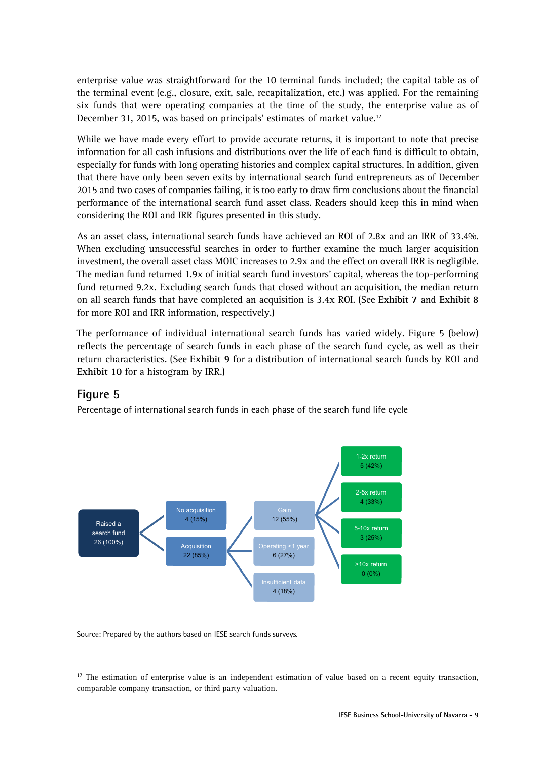enterprise value was straightforward for the 10 terminal funds included; the capital table as of the terminal event (e.g., closure, exit, sale, recapitalization, etc.) was applied. For the remaining six funds that were operating companies at the time of the study, the enterprise value as of December 31, 2015, was based on principals' estimates of market value.[17]

While we have made every effort to provide accurate returns, it is important to note that precise information for all cash infusions and distributions over the life of each fund is difficult to obtain, especially for funds with long operating histories and complex capital structures. In addition, given that there have only been seven exits by international search fund entrepreneurs as of December 2015 and two cases of companies failing, it is too early to draw firm conclusions about the financial performance of the international search fund asset class. Readers should keep this in mind when considering the ROI and IRR figures presented in this study.

As an asset class, international search funds have achieved an ROI of 2.8x and an IRR of 33.4%. When excluding unsuccessful searches in order to further examine the much larger acquisition investment, the overall asset class MOIC increases to 2.9x and the effect on overall IRR is negligible. The median fund returned 1.9x of initial search fund investors' capital, whereas the top-performing fund returned 9.2x. Excluding search funds that closed without an acquisition, the median return on all search funds that have completed an acquisition is 3.4x ROI. (See **Exhibit 7** and **Exhibit 8** for more ROI and IRR information, respectively.)

The performance of individual international search funds has varied widely. Figure 5 (below) reflects the percentage of search funds in each phase of the search fund cycle, as well as their return characteristics. (See **Exhibit 9** for a distribution of international search funds by ROI and **Exhibit 10** for a histogram by IRR.)

## Figure 5

Percentage of international search funds in each phase of the search fund life cycle

- Raised a search fund: 26 (100%)
  - No acquisition: 4 (15%)
  - Acquisition: 22 (85%)
    - Gain: 12 (55%)
      - 1-2x return: 5 (42%)
      - 2-5x return: 4 (33%)
      - 5-10x return: 3 (25%)
      - >10x return: 0 (0%)
    - Operating <1 year: 6 (27%)
    - Insufficient data: 4 (18%)

Source: Prepared by the authors based on IESE search funds surveys.

[17] The estimation of enterprise value is an independent estimation of value based on a recent equity transaction, comparable company transaction, or third party valuation.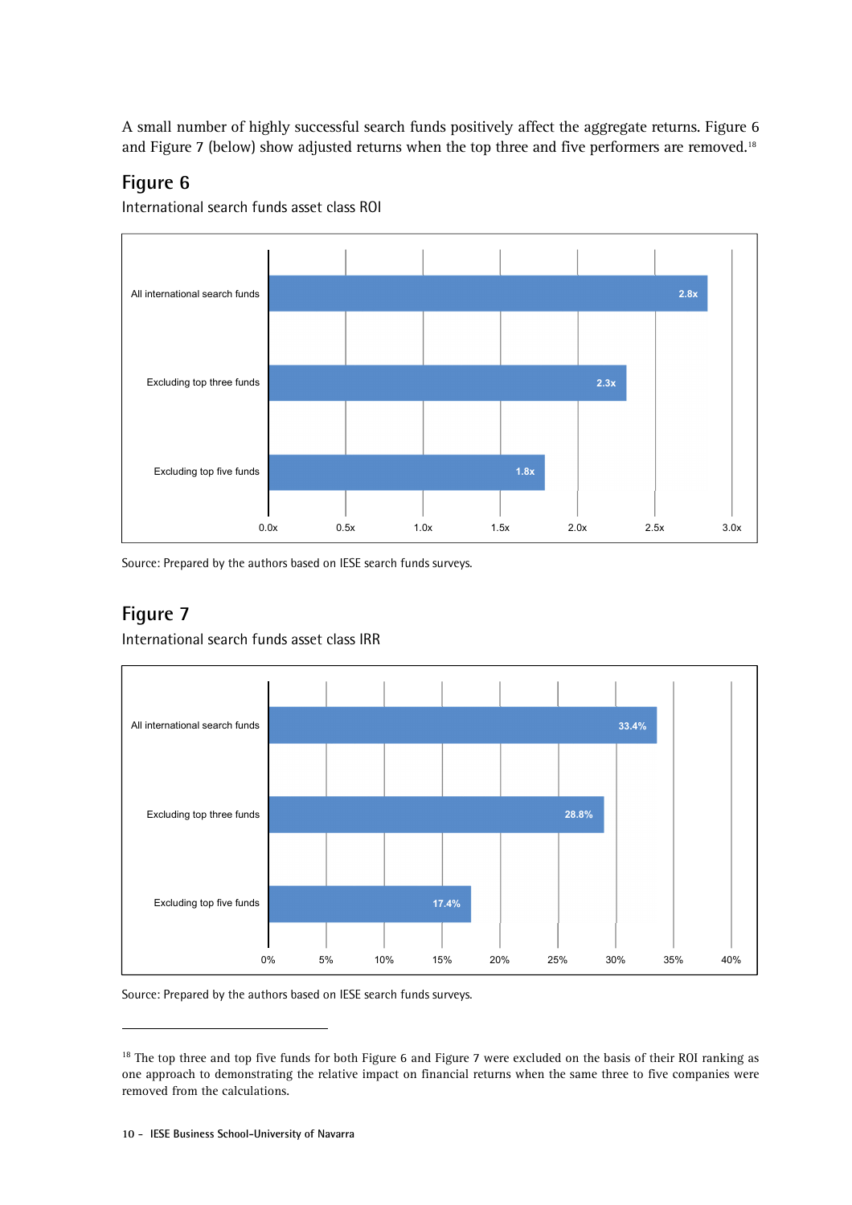A small number of highly successful search funds positively affect the aggregate returns. Figure 6 and Figure 7 (below) show adjusted returns when the top three and five performers are removed.[18]

## Figure 6

International search funds asset class ROI

| | ROI |
|---|---|
| All international search funds | 2.8x |
| Excluding top three funds | 2.3x |
| Excluding top five funds | 1.8x |

Source: Prepared by the authors based on IESE search funds surveys.

## Figure 7

International search funds asset class IRR

| | IRR |
|---|---|
| All international search funds | 33.4% |
| Excluding top three funds | 28.8% |
| Excluding top five funds | 17.4% |

Source: Prepared by the authors based on IESE search funds surveys.

---

[18] The top three and top five funds for both Figure 6 and Figure 7 were excluded on the basis of their ROI ranking as one approach to demonstrating the relative impact on financial returns when the same three to five companies were removed from the calculations.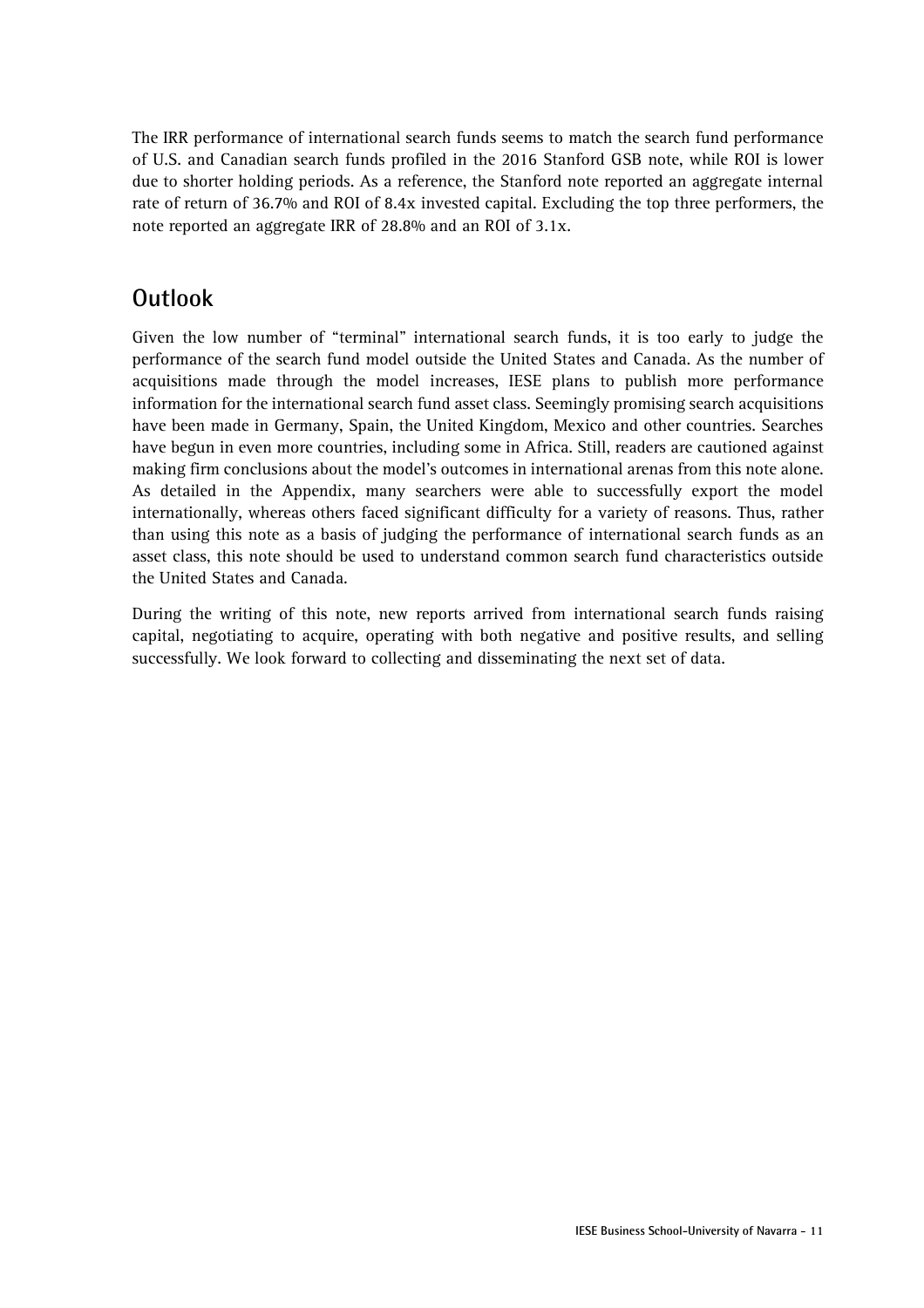The IRR performance of international search funds seems to match the search fund performance of U.S. and Canadian search funds profiled in the 2016 Stanford GSB note, while ROI is lower due to shorter holding periods. As a reference, the Stanford note reported an aggregate internal rate of return of 36.7% and ROI of 8.4x invested capital. Excluding the top three performers, the note reported an aggregate IRR of 28.8% and an ROI of 3.1x.

## Outlook

Given the low number of "terminal" international search funds, it is too early to judge the performance of the search fund model outside the United States and Canada. As the number of acquisitions made through the model increases, IESE plans to publish more performance information for the international search fund asset class. Seemingly promising search acquisitions have been made in Germany, Spain, the United Kingdom, Mexico and other countries. Searches have begun in even more countries, including some in Africa. Still, readers are cautioned against making firm conclusions about the model's outcomes in international arenas from this note alone. As detailed in the Appendix, many searchers were able to successfully export the model internationally, whereas others faced significant difficulty for a variety of reasons. Thus, rather than using this note as a basis of judging the performance of international search funds as an asset class, this note should be used to understand common search fund characteristics outside the United States and Canada.

During the writing of this note, new reports arrived from international search funds raising capital, negotiating to acquire, operating with both negative and positive results, and selling successfully. We look forward to collecting and disseminating the next set of data.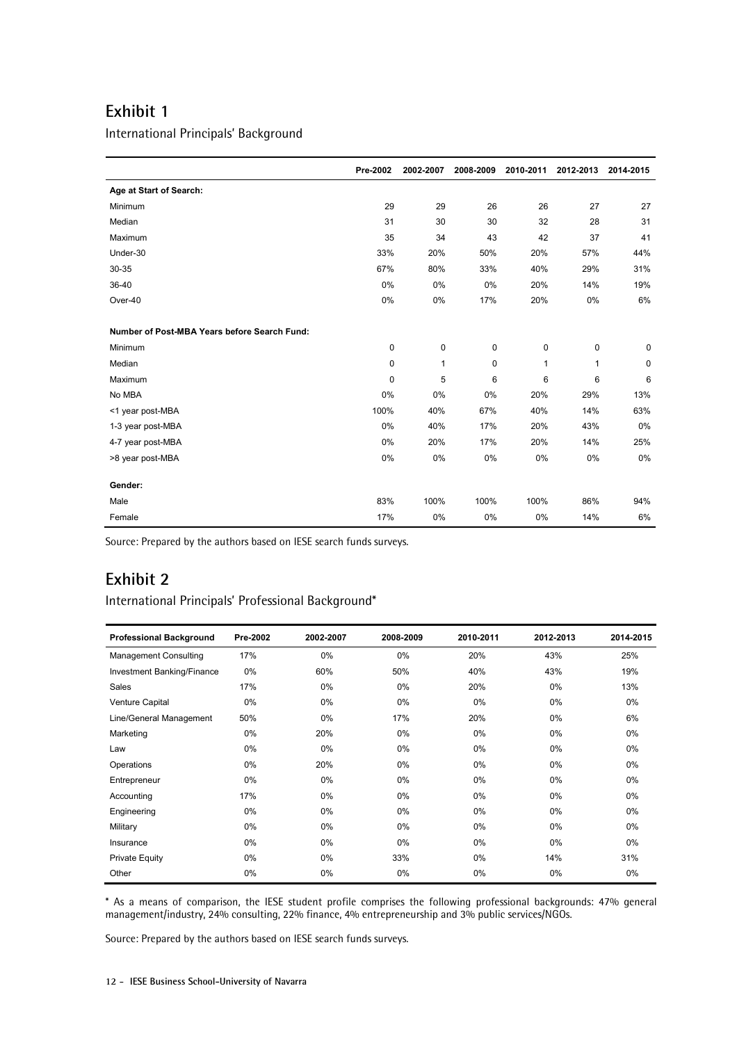## Exhibit 1

International Principals' Background

| | Pre-2002 | 2002-2007 | 2008-2009 | 2010-2011 | 2012-2013 | 2014-2015 |
|---|---|---|---|---|---|---|
| **Age at Start of Search:** | | | | | | |
| Minimum | 29 | 29 | 26 | 26 | 27 | 27 |
| Median | 31 | 30 | 30 | 32 | 28 | 31 |
| Maximum | 35 | 34 | 43 | 42 | 37 | 41 |
| Under-30 | 33% | 20% | 50% | 20% | 57% | 44% |
| 30-35 | 67% | 80% | 33% | 40% | 29% | 31% |
| 36-40 | 0% | 0% | 0% | 20% | 14% | 19% |
| Over-40 | 0% | 0% | 17% | 20% | 0% | 6% |
| **Number of Post-MBA Years before Search Fund:** | | | | | | |
| Minimum | 0 | 0 | 0 | 0 | 0 | 0 |
| Median | 0 | 1 | 0 | 1 | 1 | 0 |
| Maximum | 0 | 5 | 6 | 6 | 6 | 6 |
| No MBA | 0% | 0% | 0% | 20% | 29% | 13% |
| <1 year post-MBA | 100% | 40% | 67% | 40% | 14% | 63% |
| 1-3 year post-MBA | 0% | 40% | 17% | 20% | 43% | 0% |
| 4-7 year post-MBA | 0% | 20% | 17% | 20% | 14% | 25% |
| >8 year post-MBA | 0% | 0% | 0% | 0% | 0% | 0% |
| **Gender:** | | | | | | |
| Male | 83% | 100% | 100% | 100% | 86% | 94% |
| Female | 17% | 0% | 0% | 0% | 14% | 6% |

Source: Prepared by the authors based on IESE search funds surveys.

## Exhibit 2

International Principals' Professional Background*

| Professional Background | Pre-2002 | 2002-2007 | 2008-2009 | 2010-2011 | 2012-2013 | 2014-2015 |
|---|---|---|---|---|---|---|
| Management Consulting | 17% | 0% | 0% | 20% | 43% | 25% |
| Investment Banking/Finance | 0% | 60% | 50% | 40% | 43% | 19% |
| Sales | 17% | 0% | 0% | 20% | 0% | 13% |
| Venture Capital | 0% | 0% | 0% | 0% | 0% | 0% |
| Line/General Management | 50% | 0% | 17% | 20% | 0% | 6% |
| Marketing | 0% | 20% | 0% | 0% | 0% | 0% |
| Law | 0% | 0% | 0% | 0% | 0% | 0% |
| Operations | 0% | 20% | 0% | 0% | 0% | 0% |
| Entrepreneur | 0% | 0% | 0% | 0% | 0% | 0% |
| Accounting | 17% | 0% | 0% | 0% | 0% | 0% |
| Engineering | 0% | 0% | 0% | 0% | 0% | 0% |
| Military | 0% | 0% | 0% | 0% | 0% | 0% |
| Insurance | 0% | 0% | 0% | 0% | 0% | 0% |
| Private Equity | 0% | 0% | 33% | 0% | 14% | 31% |
| Other | 0% | 0% | 0% | 0% | 0% | 0% |

* As a means of comparison, the IESE student profile comprises the following professional backgrounds: 47% general management/industry, 24% consulting, 22% finance, 4% entrepreneurship and 3% public services/NGOs.

Source: Prepared by the authors based on IESE search funds surveys.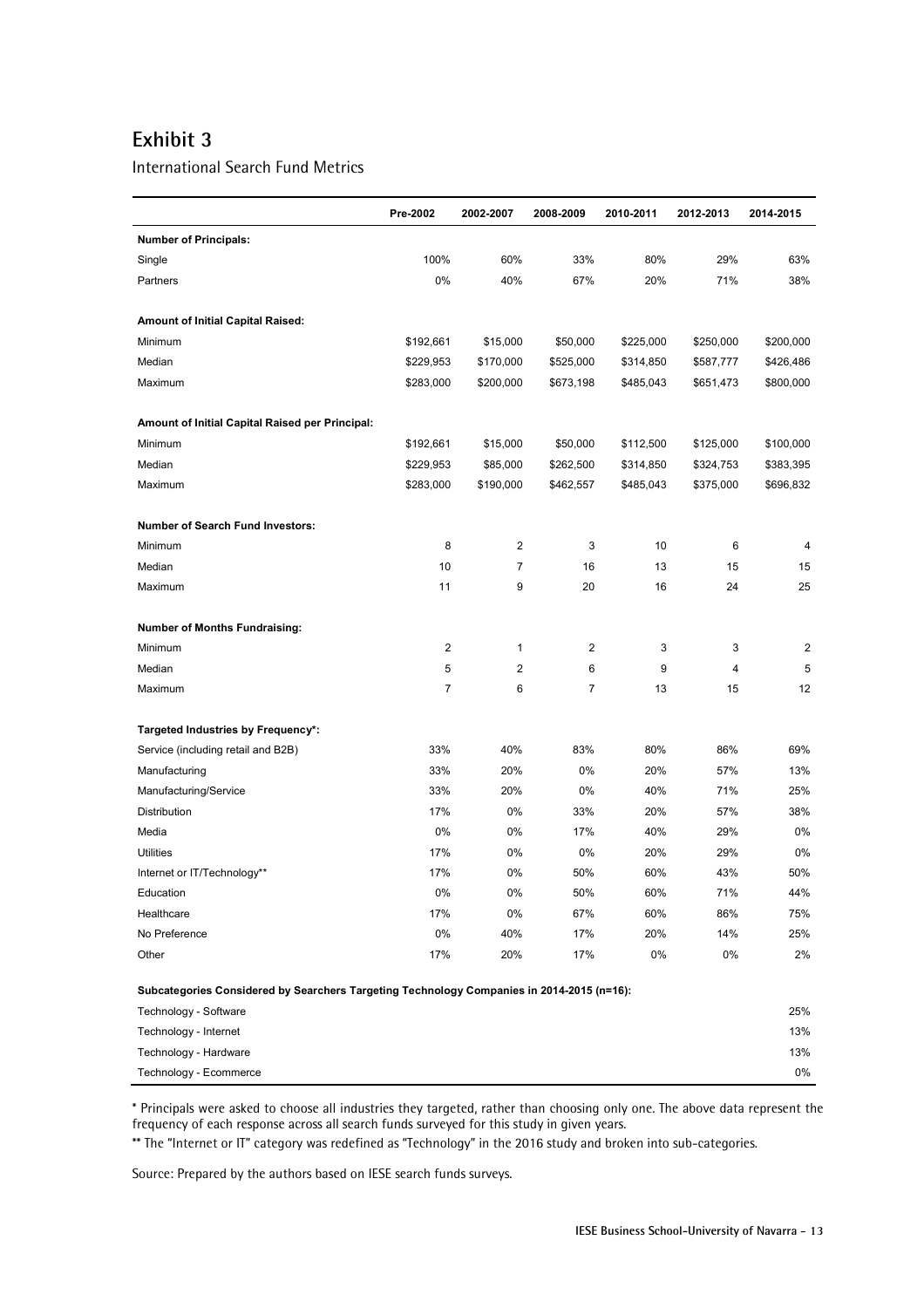## Exhibit 3

International Search Fund Metrics

| | Pre-2002 | 2002-2007 | 2008-2009 | 2010-2011 | 2012-2013 | 2014-2015 |
|---|---|---|---|---|---|---|
| **Number of Principals:** | | | | | | |
| Single | 100% | 60% | 33% | 80% | 29% | 63% |
| Partners | 0% | 40% | 67% | 20% | 71% | 38% |
| **Amount of Initial Capital Raised:** | | | | | | |
| Minimum | $192,661 | $15,000 | $50,000 | $225,000 | $250,000 | $200,000 |
| Median | $229,953 | $170,000 | $525,000 | $314,850 | $587,777 | $426,486 |
| Maximum | $283,000 | $200,000 | $673,198 | $485,043 | $651,473 | $800,000 |
| **Amount of Initial Capital Raised per Principal:** | | | | | | |
| Minimum | $192,661 | $15,000 | $50,000 | $112,500 | $125,000 | $100,000 |
| Median | $229,953 | $85,000 | $262,500 | $314,850 | $324,753 | $383,395 |
| Maximum | $283,000 | $190,000 | $462,557 | $485,043 | $375,000 | $696,832 |
| **Number of Search Fund Investors:** | | | | | | |
| Minimum | 8 | 2 | 3 | 10 | 6 | 4 |
| Median | 10 | 7 | 16 | 13 | 15 | 15 |
| Maximum | 11 | 9 | 20 | 16 | 24 | 25 |
| **Number of Months Fundraising:** | | | | | | |
| Minimum | 2 | 1 | 2 | 3 | 3 | 2 |
| Median | 5 | 2 | 6 | 9 | 4 | 5 |
| Maximum | 7 | 6 | 7 | 13 | 15 | 12 |
| **Targeted Industries by Frequency*:** | | | | | | |
| Service (including retail and B2B) | 33% | 40% | 83% | 80% | 86% | 69% |
| Manufacturing | 33% | 20% | 0% | 20% | 57% | 13% |
| Manufacturing/Service | 33% | 20% | 0% | 40% | 71% | 25% |
| Distribution | 17% | 0% | 33% | 20% | 57% | 38% |
| Media | 0% | 0% | 17% | 40% | 29% | 0% |
| Utilities | 17% | 0% | 0% | 20% | 29% | 0% |
| Internet or IT/Technology** | 17% | 0% | 50% | 60% | 43% | 50% |
| Education | 0% | 0% | 50% | 60% | 71% | 44% |
| Healthcare | 17% | 0% | 67% | 60% | 86% | 75% |
| No Preference | 0% | 40% | 17% | 20% | 14% | 25% |
| Other | 17% | 20% | 17% | 0% | 0% | 2% |
| **Subcategories Considered by Searchers Targeting Technology Companies in 2014-2015 (n=16):** | | | | | | |
| Technology - Software | | | | | | 25% |
| Technology - Internet | | | | | | 13% |
| Technology - Hardware | | | | | | 13% |
| Technology - Ecommerce | | | | | | 0% |

\* Principals were asked to choose all industries they targeted, rather than choosing only one. The above data represent the frequency of each response across all search funds surveyed for this study in given years.

** The "Internet or IT" category was redefined as "Technology" in the 2016 study and broken into sub-categories.

Source: Prepared by the authors based on IESE search funds surveys.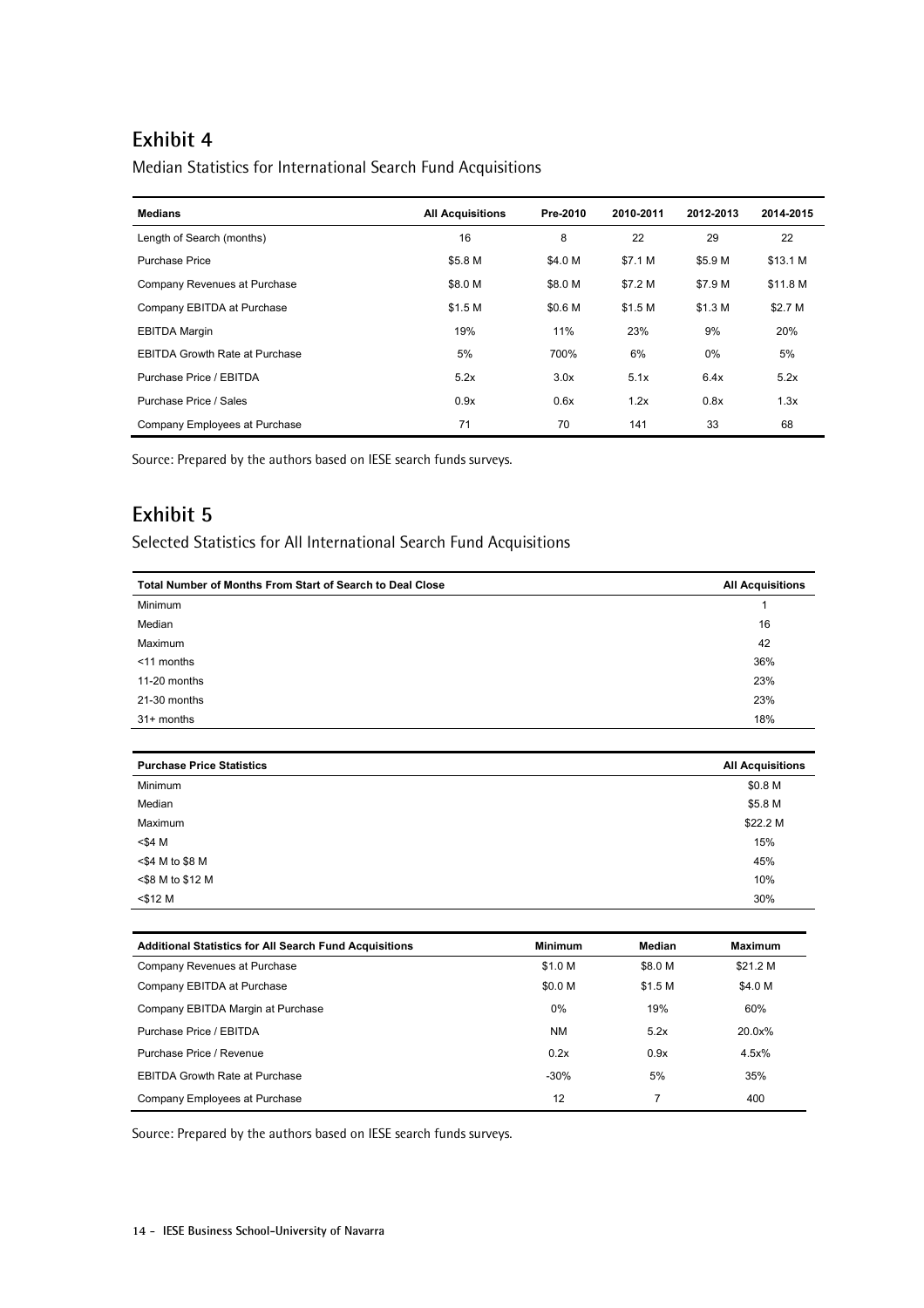## Exhibit 4

Median Statistics for International Search Fund Acquisitions

| Medians | All Acquisitions | Pre-2010 | 2010-2011 | 2012-2013 | 2014-2015 |
|---|---|---|---|---|---|
| Length of Search (months) | 16 | 8 | 22 | 29 | 22 |
| Purchase Price | $5.8 M | $4.0 M | $7.1 M | $5.9 M | $13.1 M |
| Company Revenues at Purchase | $8.0 M | $8.0 M | $7.2 M | $7.9 M | $11.8 M |
| Company EBITDA at Purchase | $1.5 M | $0.6 M | $1.5 M | $1.3 M | $2.7 M |
| EBITDA Margin | 19% | 11% | 23% | 9% | 20% |
| EBITDA Growth Rate at Purchase | 5% | 700% | 6% | 0% | 5% |
| Purchase Price / EBITDA | 5.2x | 3.0x | 5.1x | 6.4x | 5.2x |
| Purchase Price / Sales | 0.9x | 0.6x | 1.2x | 0.8x | 1.3x |
| Company Employees at Purchase | 71 | 70 | 141 | 33 | 68 |

Source: Prepared by the authors based on IESE search funds surveys.

## Exhibit 5

Selected Statistics for All International Search Fund Acquisitions

| Total Number of Months From Start of Search to Deal Close | All Acquisitions |
|---|---|
| Minimum | 1 |
| Median | 16 |
| Maximum | 42 |
| <11 months | 36% |
| 11-20 months | 23% |
| 21-30 months | 23% |
| 31+ months | 18% |

| Purchase Price Statistics | All Acquisitions |
|---|---|
| Minimum | $0.8 M |
| Median | $5.8 M |
| Maximum | $22.2 M |
| <$4 M | 15% |
| <$4 M to $8 M | 45% |
| <$8 M to $12 M | 10% |
| <$12 M | 30% |

| Additional Statistics for All Search Fund Acquisitions | Minimum | Median | Maximum |
|---|---|---|---|
| Company Revenues at Purchase | $1.0 M | $8.0 M | $21.2 M |
| Company EBITDA at Purchase | $0.0 M | $1.5 M | $4.0 M |
| Company EBITDA Margin at Purchase | 0% | 19% | 60% |
| Purchase Price / EBITDA | NM | 5.2x | 20.0x% |
| Purchase Price / Revenue | 0.2x | 0.9x | 4.5x% |
| EBITDA Growth Rate at Purchase | -30% | 5% | 35% |
| Company Employees at Purchase | 12 | 7 | 400 |

Source: Prepared by the authors based on IESE search funds surveys.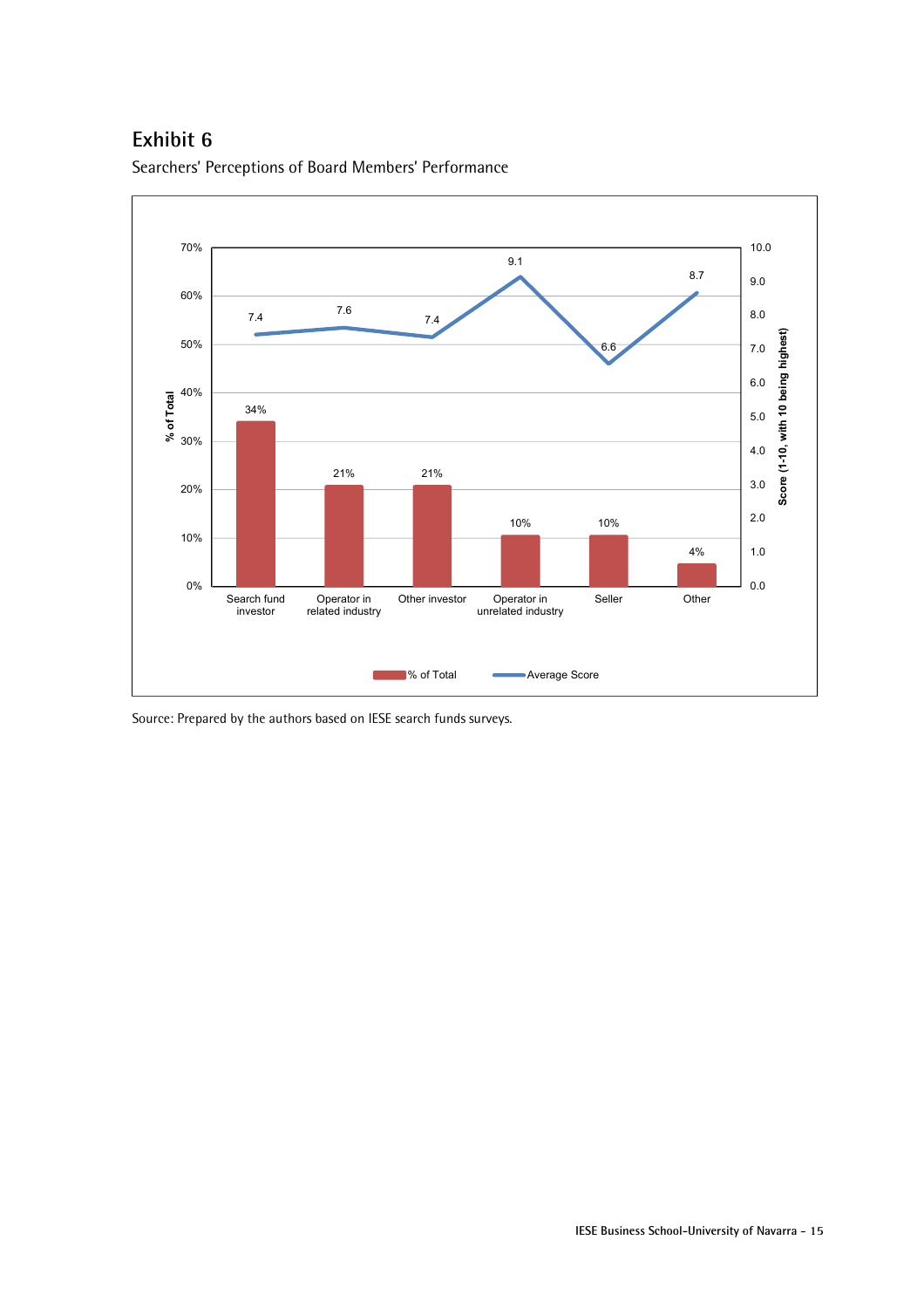# Exhibit 6

Searchers' Perceptions of Board Members' Performance

| | Search fund investor | Operator in related industry | Other investor | Operator in unrelated industry | Seller | Other |
|---|---|---|---|---|---|---|
| % of Total | 34% | 21% | 21% | 10% | 10% | 4% |
| Average Score (1-10, with 10 being highest) | 7.4 | 7.6 | 7.4 | 9.1 | 6.6 | 8.7 |

Source: Prepared by the authors based on IESE search funds surveys.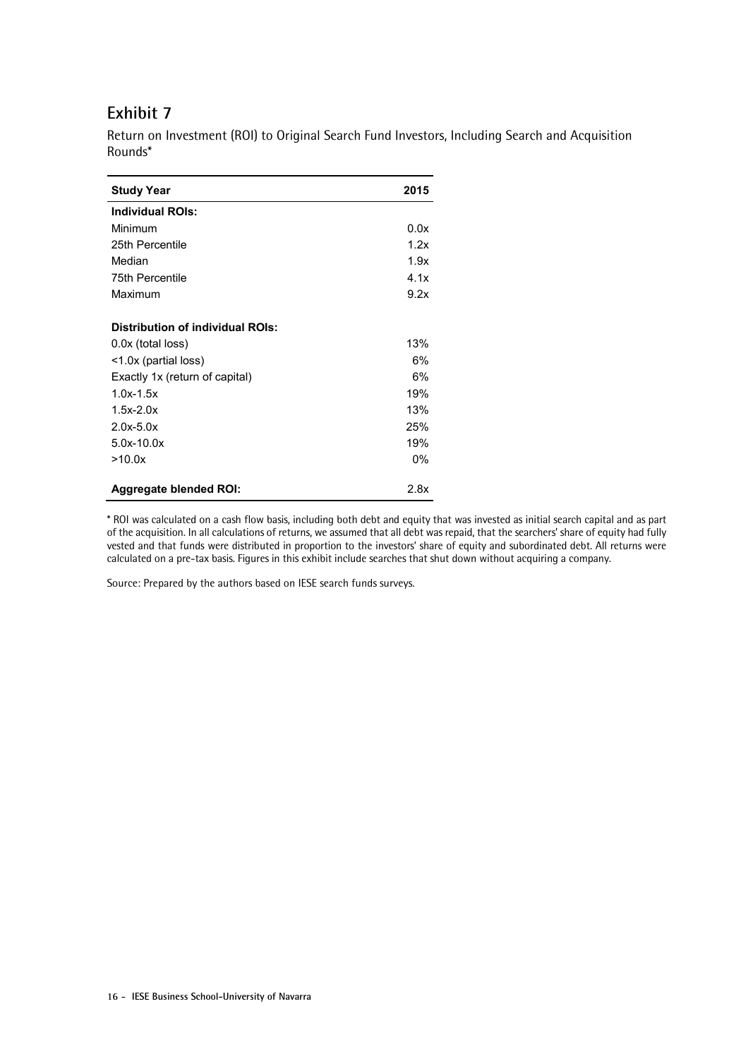## Exhibit 7

Return on Investment (ROI) to Original Search Fund Investors, Including Search and Acquisition Rounds*

| Study Year | 2015 |
|---|---|
| **Individual ROIs:** | |
| Minimum | 0.0x |
| 25th Percentile | 1.2x |
| Median | 1.9x |
| 75th Percentile | 4.1x |
| Maximum | 9.2x |
| | |
| **Distribution of individual ROIs:** | |
| 0.0x (total loss) | 13% |
| <1.0x (partial loss) | 6% |
| Exactly 1x (return of capital) | 6% |
| 1.0x-1.5x | 19% |
| 1.5x-2.0x | 13% |
| 2.0x-5.0x | 25% |
| 5.0x-10.0x | 19% |
| >10.0x | 0% |
| | |
| **Aggregate blended ROI:** | 2.8x |

* ROI was calculated on a cash flow basis, including both debt and equity that was invested as initial search capital and as part of the acquisition. In all calculations of returns, we assumed that all debt was repaid, that the searchers' share of equity had fully vested and that funds were distributed in proportion to the investors' share of equity and subordinated debt. All returns were calculated on a pre-tax basis. Figures in this exhibit include searches that shut down without acquiring a company.

Source: Prepared by the authors based on IESE search funds surveys.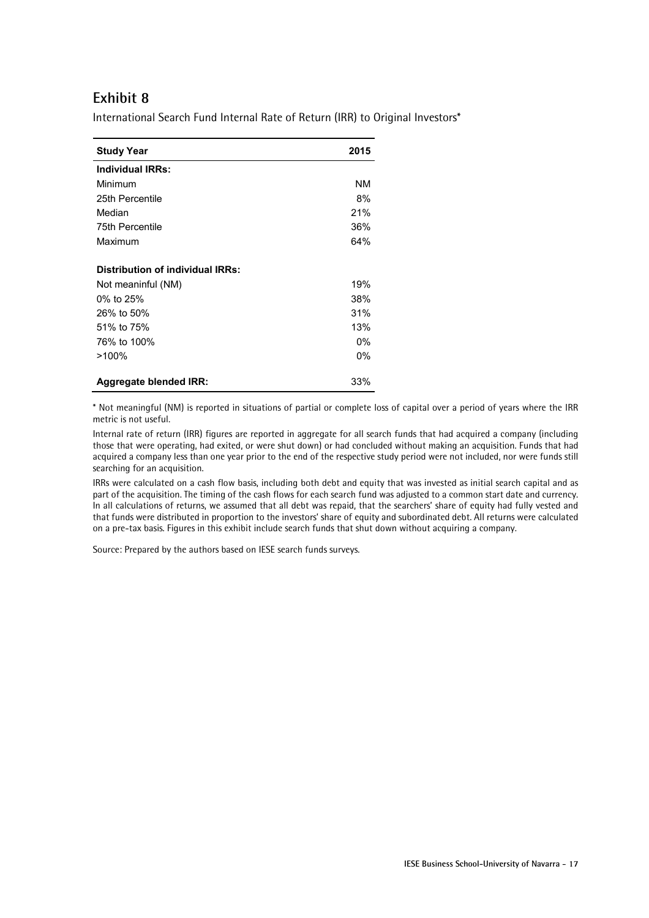## Exhibit 8

International Search Fund Internal Rate of Return (IRR) to Original Investors*

| Study Year | 2015 |
|---|---|
| **Individual IRRs:** | |
| Minimum | NM |
| 25th Percentile | 8% |
| Median | 21% |
| 75th Percentile | 36% |
| Maximum | 64% |
| | |
| **Distribution of individual IRRs:** | |
| Not meaninful (NM) | 19% |
| 0% to 25% | 38% |
| 26% to 50% | 31% |
| 51% to 75% | 13% |
| 76% to 100% | 0% |
| >100% | 0% |
| | |
| **Aggregate blended IRR:** | 33% |

* Not meaningful (NM) is reported in situations of partial or complete loss of capital over a period of years where the IRR metric is not useful.

Internal rate of return (IRR) figures are reported in aggregate for all search funds that had acquired a company (including those that were operating, had exited, or were shut down) or had concluded without making an acquisition. Funds that had acquired a company less than one year prior to the end of the respective study period were not included, nor were funds still searching for an acquisition.

IRRs were calculated on a cash flow basis, including both debt and equity that was invested as initial search capital and as part of the acquisition. The timing of the cash flows for each search fund was adjusted to a common start date and currency. In all calculations of returns, we assumed that all debt was repaid, that the searchers' share of equity had fully vested and that funds were distributed in proportion to the investors' share of equity and subordinated debt. All returns were calculated on a pre-tax basis. Figures in this exhibit include search funds that shut down without acquiring a company.

Source: Prepared by the authors based on IESE search funds surveys.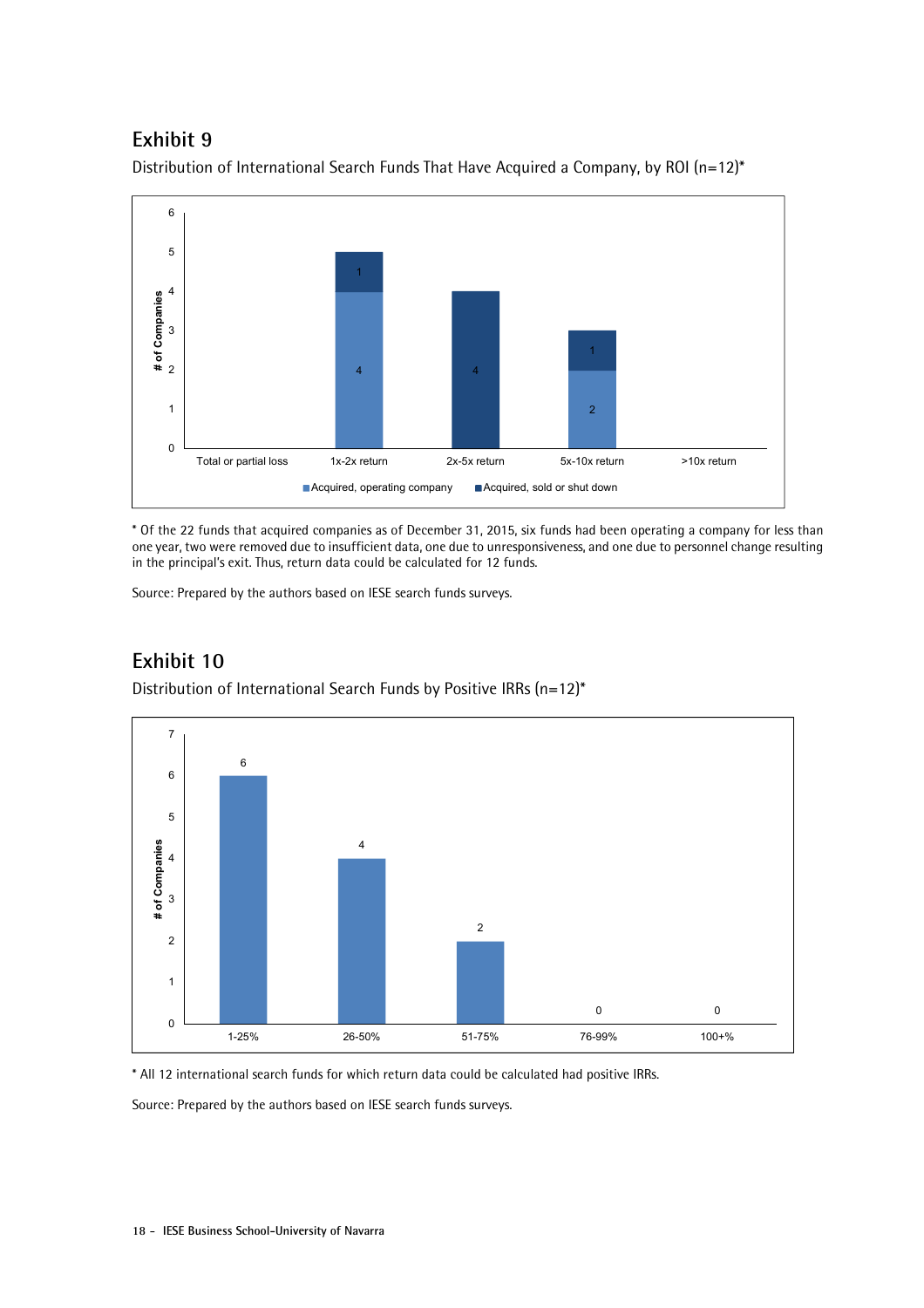## Exhibit 9

Distribution of International Search Funds That Have Acquired a Company, by ROI (n=12)*

| | Total or partial loss | 1x-2x return | 2x-5x return | 5x-10x return | >10x return |
|---|---|---|---|---|---|
| Acquired, operating company | | 4 | | 2 | |
| Acquired, sold or shut down | | 1 | 4 | 1 | |

\* Of the 22 funds that acquired companies as of December 31, 2015, six funds had been operating a company for less than one year, two were removed due to insufficient data, one due to unresponsiveness, and one due to personnel change resulting in the principal's exit. Thus, return data could be calculated for 12 funds.

Source: Prepared by the authors based on IESE search funds surveys.

## Exhibit 10

Distribution of International Search Funds by Positive IRRs (n=12)*

| | 1-25% | 26-50% | 51-75% | 76-99% | 100+% |
|---|---|---|---|---|---|
| # of Companies | 6 | 4 | 2 | 0 | 0 |

\* All 12 international search funds for which return data could be calculated had positive IRRs.

Source: Prepared by the authors based on IESE search funds surveys.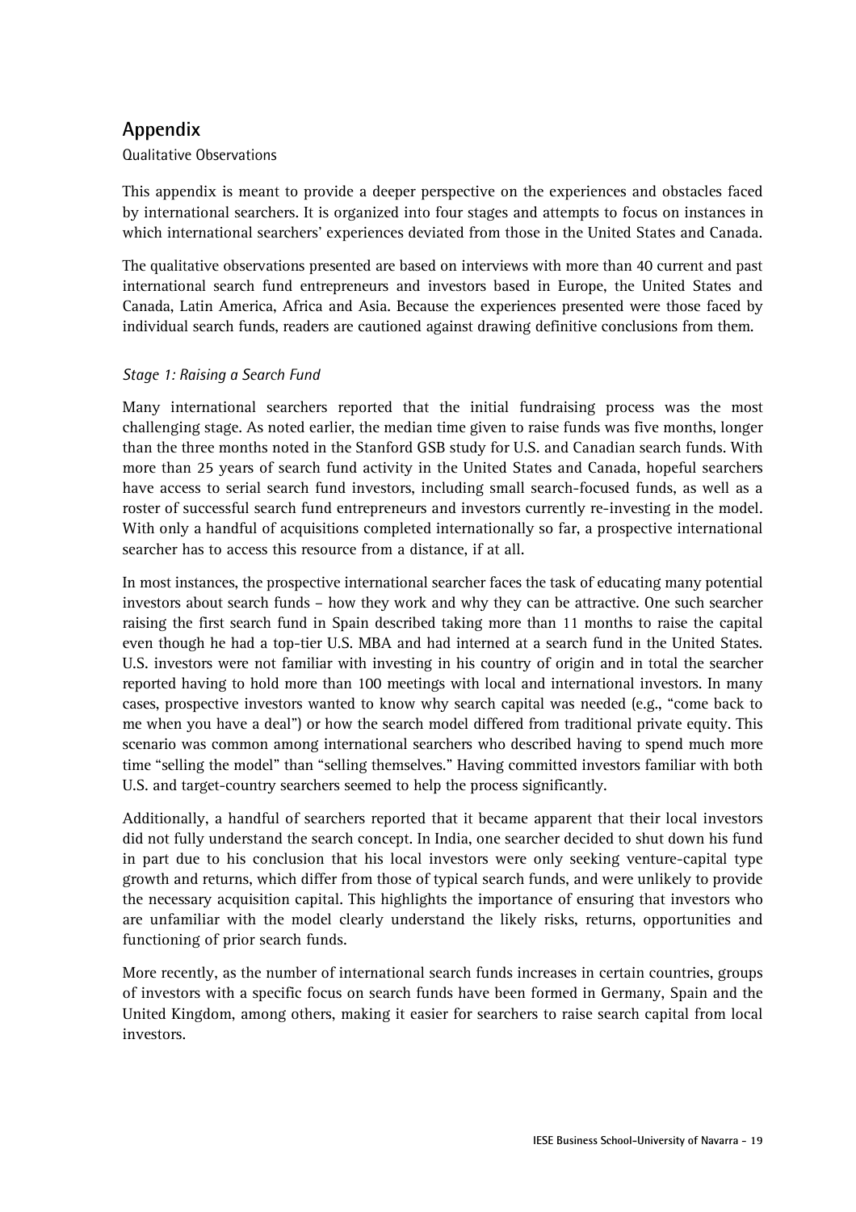## Appendix

Qualitative Observations

This appendix is meant to provide a deeper perspective on the experiences and obstacles faced by international searchers. It is organized into four stages and attempts to focus on instances in which international searchers' experiences deviated from those in the United States and Canada.

The qualitative observations presented are based on interviews with more than 40 current and past international search fund entrepreneurs and investors based in Europe, the United States and Canada, Latin America, Africa and Asia. Because the experiences presented were those faced by individual search funds, readers are cautioned against drawing definitive conclusions from them.

### *Stage 1: Raising a Search Fund*

Many international searchers reported that the initial fundraising process was the most challenging stage. As noted earlier, the median time given to raise funds was five months, longer than the three months noted in the Stanford GSB study for U.S. and Canadian search funds. With more than 25 years of search fund activity in the United States and Canada, hopeful searchers have access to serial search fund investors, including small search-focused funds, as well as a roster of successful search fund entrepreneurs and investors currently re-investing in the model. With only a handful of acquisitions completed internationally so far, a prospective international searcher has to access this resource from a distance, if at all.

In most instances, the prospective international searcher faces the task of educating many potential investors about search funds – how they work and why they can be attractive. One such searcher raising the first search fund in Spain described taking more than 11 months to raise the capital even though he had a top-tier U.S. MBA and had interned at a search fund in the United States. U.S. investors were not familiar with investing in his country of origin and in total the searcher reported having to hold more than 100 meetings with local and international investors. In many cases, prospective investors wanted to know why search capital was needed (e.g., "come back to me when you have a deal") or how the search model differed from traditional private equity. This scenario was common among international searchers who described having to spend much more time "selling the model" than "selling themselves." Having committed investors familiar with both U.S. and target-country searchers seemed to help the process significantly.

Additionally, a handful of searchers reported that it became apparent that their local investors did not fully understand the search concept. In India, one searcher decided to shut down his fund in part due to his conclusion that his local investors were only seeking venture-capital type growth and returns, which differ from those of typical search funds, and were unlikely to provide the necessary acquisition capital. This highlights the importance of ensuring that investors who are unfamiliar with the model clearly understand the likely risks, returns, opportunities and functioning of prior search funds.

More recently, as the number of international search funds increases in certain countries, groups of investors with a specific focus on search funds have been formed in Germany, Spain and the United Kingdom, among others, making it easier for searchers to raise search capital from local investors.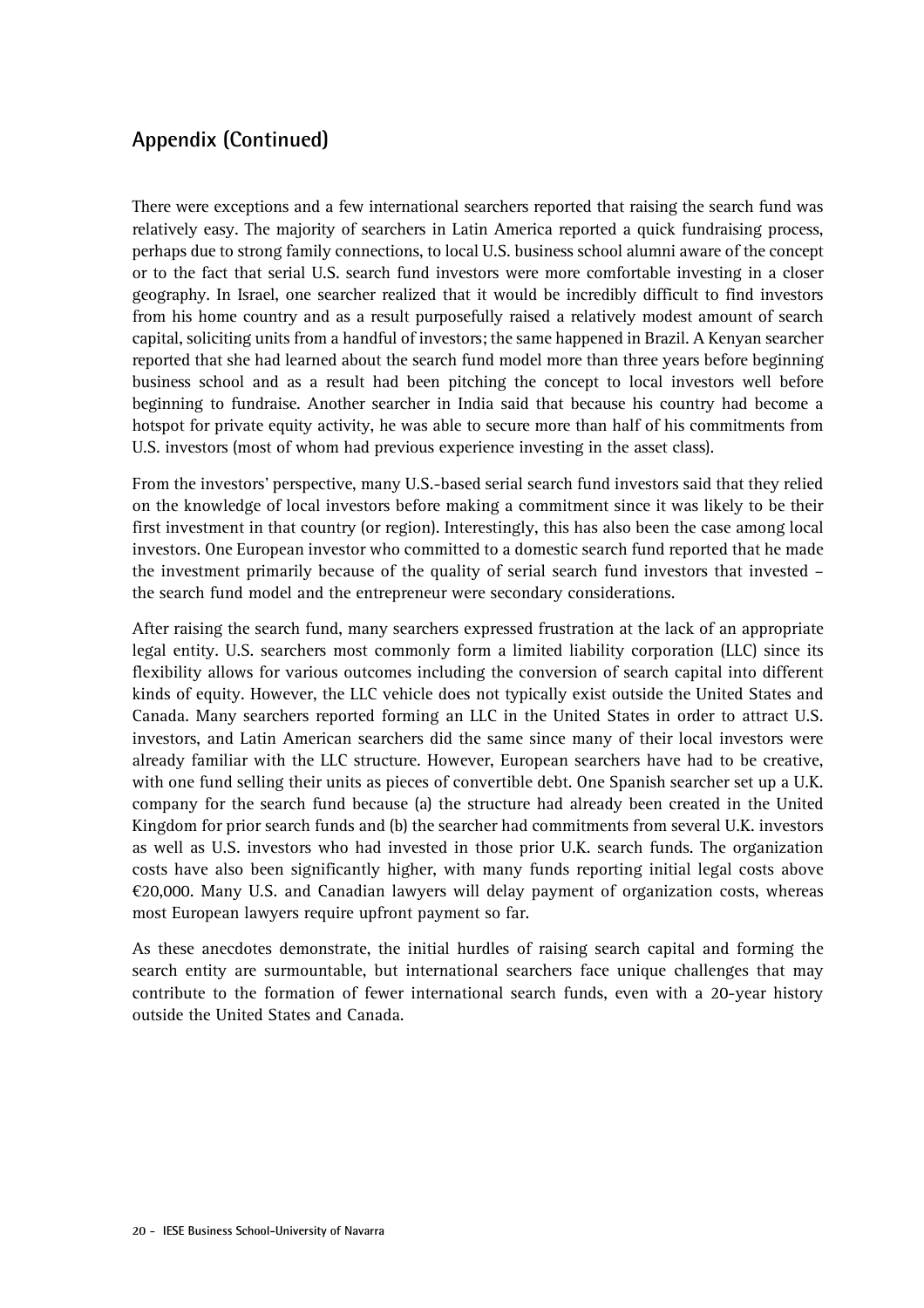## Appendix (Continued)

There were exceptions and a few international searchers reported that raising the search fund was relatively easy. The majority of searchers in Latin America reported a quick fundraising process, perhaps due to strong family connections, to local U.S. business school alumni aware of the concept or to the fact that serial U.S. search fund investors were more comfortable investing in a closer geography. In Israel, one searcher realized that it would be incredibly difficult to find investors from his home country and as a result purposefully raised a relatively modest amount of search capital, soliciting units from a handful of investors; the same happened in Brazil. A Kenyan searcher reported that she had learned about the search fund model more than three years before beginning business school and as a result had been pitching the concept to local investors well before beginning to fundraise. Another searcher in India said that because his country had become a hotspot for private equity activity, he was able to secure more than half of his commitments from U.S. investors (most of whom had previous experience investing in the asset class).

From the investors' perspective, many U.S.-based serial search fund investors said that they relied on the knowledge of local investors before making a commitment since it was likely to be their first investment in that country (or region). Interestingly, this has also been the case among local investors. One European investor who committed to a domestic search fund reported that he made the investment primarily because of the quality of serial search fund investors that invested – the search fund model and the entrepreneur were secondary considerations.

After raising the search fund, many searchers expressed frustration at the lack of an appropriate legal entity. U.S. searchers most commonly form a limited liability corporation (LLC) since its flexibility allows for various outcomes including the conversion of search capital into different kinds of equity. However, the LLC vehicle does not typically exist outside the United States and Canada. Many searchers reported forming an LLC in the United States in order to attract U.S. investors, and Latin American searchers did the same since many of their local investors were already familiar with the LLC structure. However, European searchers have had to be creative, with one fund selling their units as pieces of convertible debt. One Spanish searcher set up a U.K. company for the search fund because (a) the structure had already been created in the United Kingdom for prior search funds and (b) the searcher had commitments from several U.K. investors as well as U.S. investors who had invested in those prior U.K. search funds. The organization costs have also been significantly higher, with many funds reporting initial legal costs above €20,000. Many U.S. and Canadian lawyers will delay payment of organization costs, whereas most European lawyers require upfront payment so far.

As these anecdotes demonstrate, the initial hurdles of raising search capital and forming the search entity are surmountable, but international searchers face unique challenges that may contribute to the formation of fewer international search funds, even with a 20-year history outside the United States and Canada.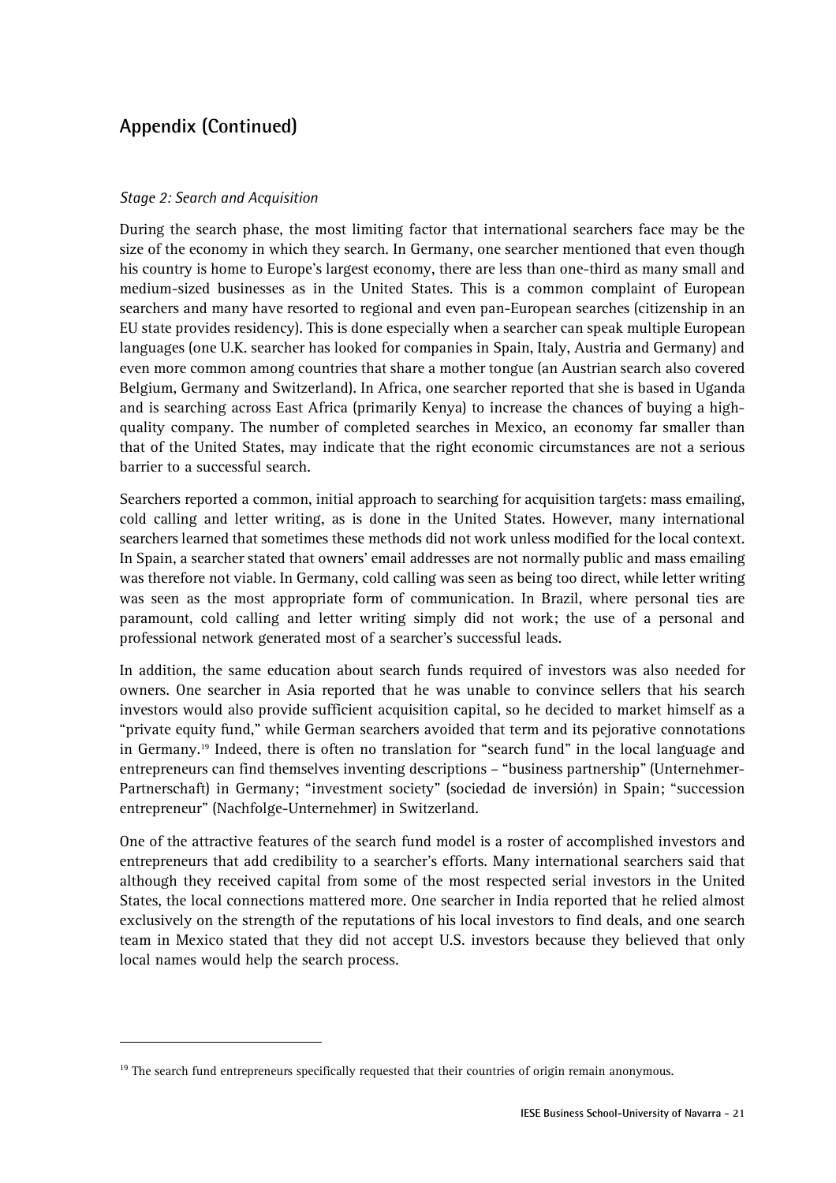## Appendix (Continued)

*Stage 2: Search and Acquisition*

During the search phase, the most limiting factor that international searchers face may be the size of the economy in which they search. In Germany, one searcher mentioned that even though his country is home to Europe's largest economy, there are less than one-third as many small and medium-sized businesses as in the United States. This is a common complaint of European searchers and many have resorted to regional and even pan-European searches (citizenship in an EU state provides residency). This is done especially when a searcher can speak multiple European languages (one U.K. searcher has looked for companies in Spain, Italy, Austria and Germany) and even more common among countries that share a mother tongue (an Austrian search also covered Belgium, Germany and Switzerland). In Africa, one searcher reported that she is based in Uganda and is searching across East Africa (primarily Kenya) to increase the chances of buying a high-quality company. The number of completed searches in Mexico, an economy far smaller than that of the United States, may indicate that the right economic circumstances are not a serious barrier to a successful search.

Searchers reported a common, initial approach to searching for acquisition targets: mass emailing, cold calling and letter writing, as is done in the United States. However, many international searchers learned that sometimes these methods did not work unless modified for the local context. In Spain, a searcher stated that owners' email addresses are not normally public and mass emailing was therefore not viable. In Germany, cold calling was seen as being too direct, while letter writing was seen as the most appropriate form of communication. In Brazil, where personal ties are paramount, cold calling and letter writing simply did not work; the use of a personal and professional network generated most of a searcher's successful leads.

In addition, the same education about search funds required of investors was also needed for owners. One searcher in Asia reported that he was unable to convince sellers that his search investors would also provide sufficient acquisition capital, so he decided to market himself as a "private equity fund," while German searchers avoided that term and its pejorative connotations in Germany.[19] Indeed, there is often no translation for "search fund" in the local language and entrepreneurs can find themselves inventing descriptions – "business partnership" (Unternehmer-Partnerschaft) in Germany; "investment society" (sociedad de inversión) in Spain; "succession entrepreneur" (Nachfolge-Unternehmer) in Switzerland.

One of the attractive features of the search fund model is a roster of accomplished investors and entrepreneurs that add credibility to a searcher's efforts. Many international searchers said that although they received capital from some of the most respected serial investors in the United States, the local connections mattered more. One searcher in India reported that he relied almost exclusively on the strength of the reputations of his local investors to find deals, and one search team in Mexico stated that they did not accept U.S. investors because they believed that only local names would help the search process.

---

[19] The search fund entrepreneurs specifically requested that their countries of origin remain anonymous.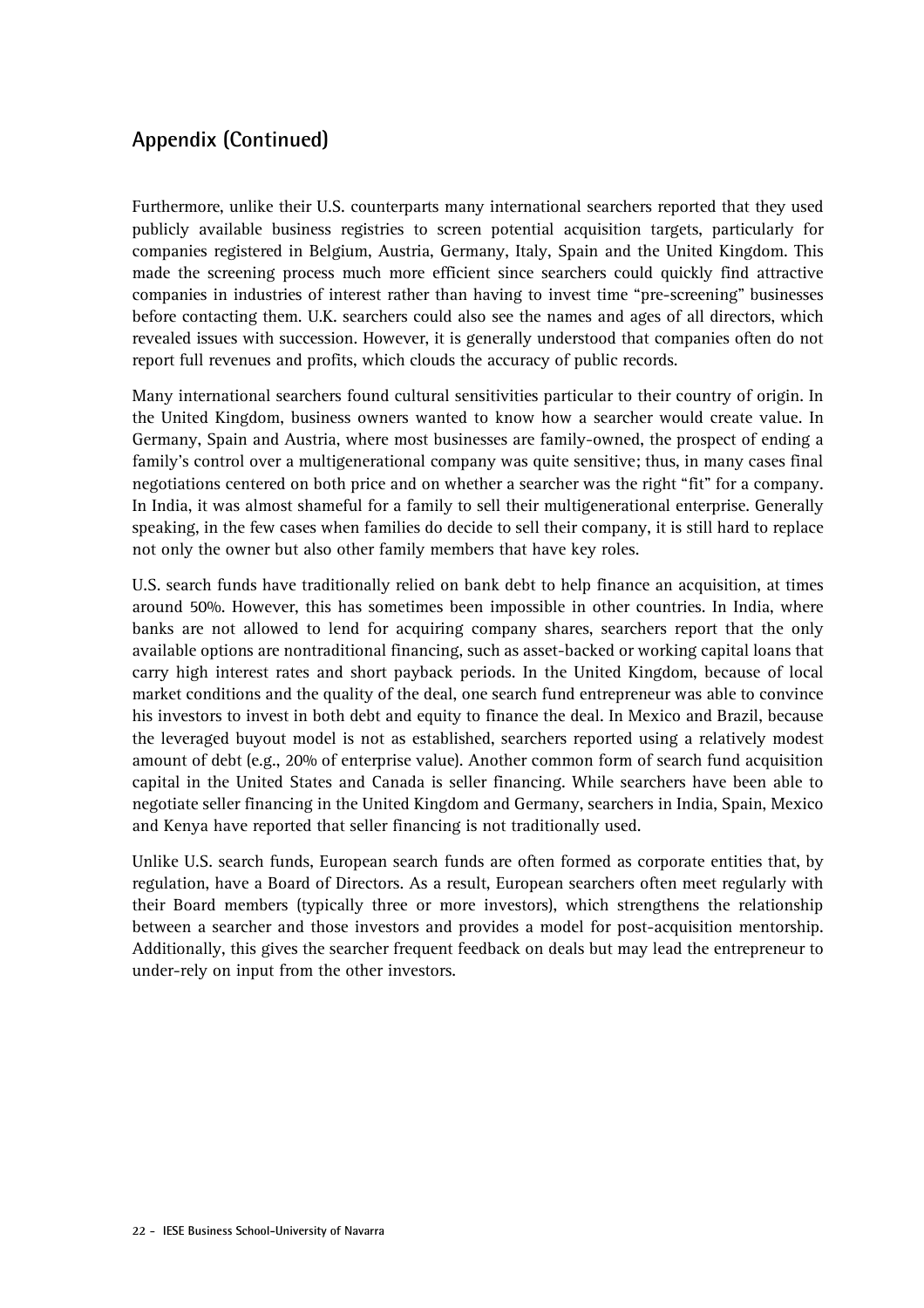## Appendix (Continued)

Furthermore, unlike their U.S. counterparts many international searchers reported that they used publicly available business registries to screen potential acquisition targets, particularly for companies registered in Belgium, Austria, Germany, Italy, Spain and the United Kingdom. This made the screening process much more efficient since searchers could quickly find attractive companies in industries of interest rather than having to invest time "pre-screening" businesses before contacting them. U.K. searchers could also see the names and ages of all directors, which revealed issues with succession. However, it is generally understood that companies often do not report full revenues and profits, which clouds the accuracy of public records.

Many international searchers found cultural sensitivities particular to their country of origin. In the United Kingdom, business owners wanted to know how a searcher would create value. In Germany, Spain and Austria, where most businesses are family-owned, the prospect of ending a family's control over a multigenerational company was quite sensitive; thus, in many cases final negotiations centered on both price and on whether a searcher was the right "fit" for a company. In India, it was almost shameful for a family to sell their multigenerational enterprise. Generally speaking, in the few cases when families do decide to sell their company, it is still hard to replace not only the owner but also other family members that have key roles.

U.S. search funds have traditionally relied on bank debt to help finance an acquisition, at times around 50%. However, this has sometimes been impossible in other countries. In India, where banks are not allowed to lend for acquiring company shares, searchers report that the only available options are nontraditional financing, such as asset-backed or working capital loans that carry high interest rates and short payback periods. In the United Kingdom, because of local market conditions and the quality of the deal, one search fund entrepreneur was able to convince his investors to invest in both debt and equity to finance the deal. In Mexico and Brazil, because the leveraged buyout model is not as established, searchers reported using a relatively modest amount of debt (e.g., 20% of enterprise value). Another common form of search fund acquisition capital in the United States and Canada is seller financing. While searchers have been able to negotiate seller financing in the United Kingdom and Germany, searchers in India, Spain, Mexico and Kenya have reported that seller financing is not traditionally used.

Unlike U.S. search funds, European search funds are often formed as corporate entities that, by regulation, have a Board of Directors. As a result, European searchers often meet regularly with their Board members (typically three or more investors), which strengthens the relationship between a searcher and those investors and provides a model for post-acquisition mentorship. Additionally, this gives the searcher frequent feedback on deals but may lead the entrepreneur to under-rely on input from the other investors.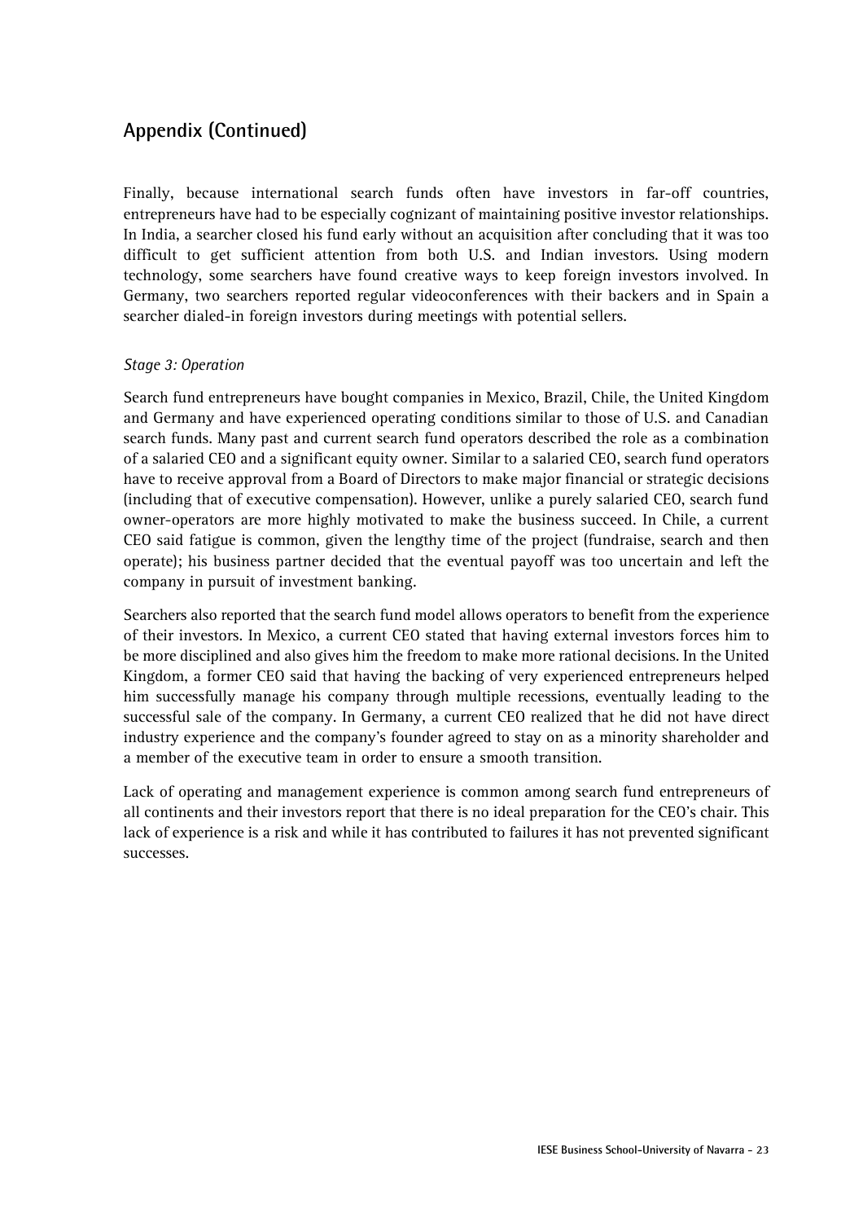## Appendix (Continued)

Finally, because international search funds often have investors in far-off countries, entrepreneurs have had to be especially cognizant of maintaining positive investor relationships. In India, a searcher closed his fund early without an acquisition after concluding that it was too difficult to get sufficient attention from both U.S. and Indian investors. Using modern technology, some searchers have found creative ways to keep foreign investors involved. In Germany, two searchers reported regular videoconferences with their backers and in Spain a searcher dialed-in foreign investors during meetings with potential sellers.

*Stage 3: Operation*

Search fund entrepreneurs have bought companies in Mexico, Brazil, Chile, the United Kingdom and Germany and have experienced operating conditions similar to those of U.S. and Canadian search funds. Many past and current search fund operators described the role as a combination of a salaried CEO and a significant equity owner. Similar to a salaried CEO, search fund operators have to receive approval from a Board of Directors to make major financial or strategic decisions (including that of executive compensation). However, unlike a purely salaried CEO, search fund owner-operators are more highly motivated to make the business succeed. In Chile, a current CEO said fatigue is common, given the lengthy time of the project (fundraise, search and then operate); his business partner decided that the eventual payoff was too uncertain and left the company in pursuit of investment banking.

Searchers also reported that the search fund model allows operators to benefit from the experience of their investors. In Mexico, a current CEO stated that having external investors forces him to be more disciplined and also gives him the freedom to make more rational decisions. In the United Kingdom, a former CEO said that having the backing of very experienced entrepreneurs helped him successfully manage his company through multiple recessions, eventually leading to the successful sale of the company. In Germany, a current CEO realized that he did not have direct industry experience and the company's founder agreed to stay on as a minority shareholder and a member of the executive team in order to ensure a smooth transition.

Lack of operating and management experience is common among search fund entrepreneurs of all continents and their investors report that there is no ideal preparation for the CEO's chair. This lack of experience is a risk and while it has contributed to failures it has not prevented significant successes.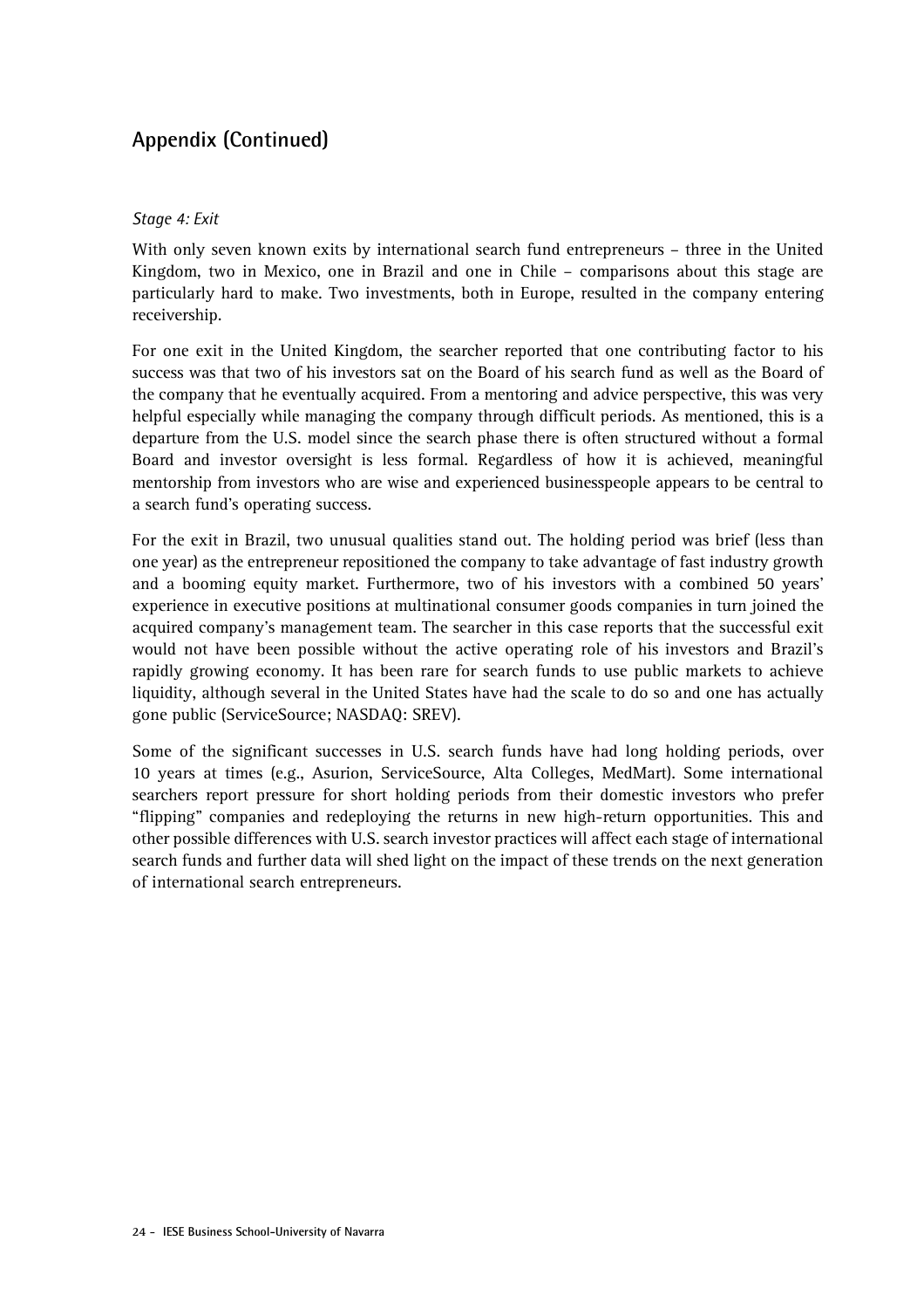## Appendix (Continued)

*Stage 4: Exit*

With only seven known exits by international search fund entrepreneurs – three in the United Kingdom, two in Mexico, one in Brazil and one in Chile – comparisons about this stage are particularly hard to make. Two investments, both in Europe, resulted in the company entering receivership.

For one exit in the United Kingdom, the searcher reported that one contributing factor to his success was that two of his investors sat on the Board of his search fund as well as the Board of the company that he eventually acquired. From a mentoring and advice perspective, this was very helpful especially while managing the company through difficult periods. As mentioned, this is a departure from the U.S. model since the search phase there is often structured without a formal Board and investor oversight is less formal. Regardless of how it is achieved, meaningful mentorship from investors who are wise and experienced businesspeople appears to be central to a search fund's operating success.

For the exit in Brazil, two unusual qualities stand out. The holding period was brief (less than one year) as the entrepreneur repositioned the company to take advantage of fast industry growth and a booming equity market. Furthermore, two of his investors with a combined 50 years' experience in executive positions at multinational consumer goods companies in turn joined the acquired company's management team. The searcher in this case reports that the successful exit would not have been possible without the active operating role of his investors and Brazil's rapidly growing economy. It has been rare for search funds to use public markets to achieve liquidity, although several in the United States have had the scale to do so and one has actually gone public (ServiceSource; NASDAQ: SREV).

Some of the significant successes in U.S. search funds have had long holding periods, over 10 years at times (e.g., Asurion, ServiceSource, Alta Colleges, MedMart). Some international searchers report pressure for short holding periods from their domestic investors who prefer "flipping" companies and redeploying the returns in new high-return opportunities. This and other possible differences with U.S. search investor practices will affect each stage of international search funds and further data will shed light on the impact of these trends on the next generation of international search entrepreneurs.